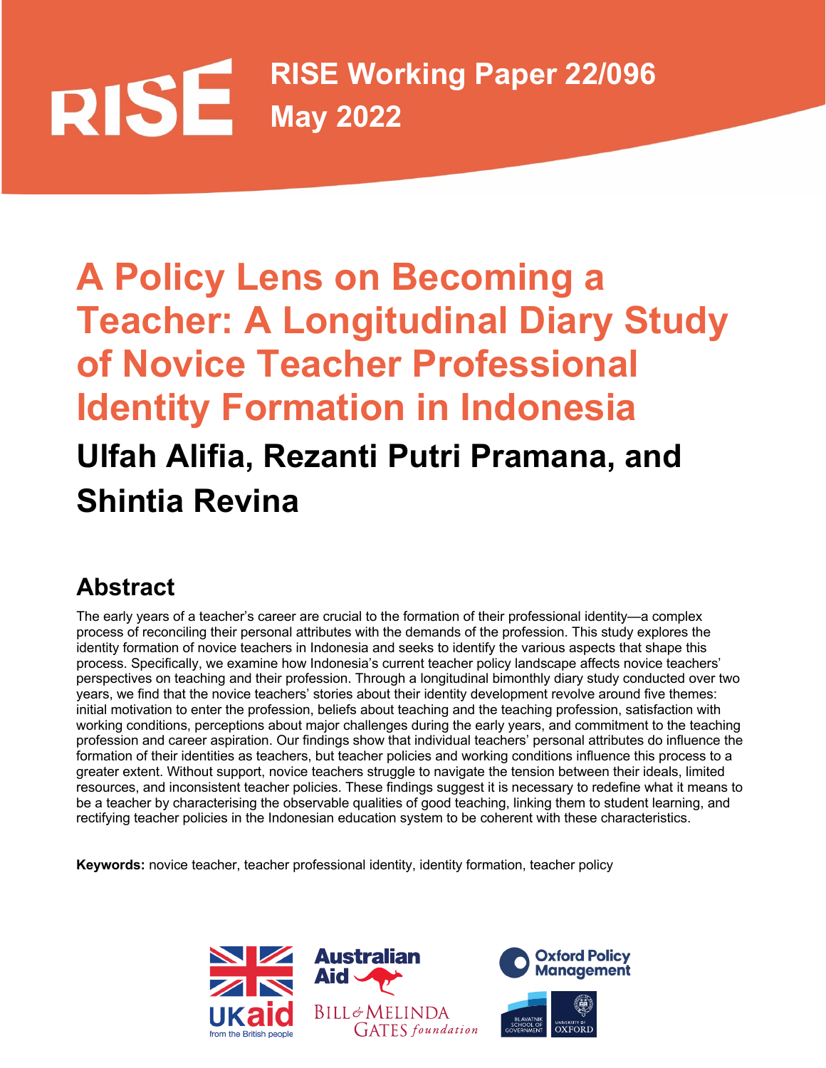RISE Working Paper 22/096
May 2022

# A Policy Lens on Becoming a Teacher: A Longitudinal Diary Study of Novice Teacher Professional Identity Formation in Indonesia

## Ulfah Alifia, Rezanti Putri Pramana, and Shintia Revina

## Abstract

The early years of a teacher's career are crucial to the formation of their professional identity—a complex process of reconciling their personal attributes with the demands of the profession. This study explores the identity formation of novice teachers in Indonesia and seeks to identify the various aspects that shape this process. Specifically, we examine how Indonesia's current teacher policy landscape affects novice teachers' perspectives on teaching and their profession. Through a longitudinal bimonthly diary study conducted over two years, we find that the novice teachers' stories about their identity development revolve around five themes: initial motivation to enter the profession, beliefs about teaching and the teaching profession, satisfaction with working conditions, perceptions about major challenges during the early years, and commitment to the teaching profession and career aspiration. Our findings show that individual teachers' personal attributes do influence the formation of their identities as teachers, but teacher policies and working conditions influence this process to a greater extent. Without support, novice teachers struggle to navigate the tension between their ideals, limited resources, and inconsistent teacher policies. These findings suggest it is necessary to redefine what it means to be a teacher by characterising the observable qualities of good teaching, linking them to student learning, and rectifying teacher policies in the Indonesian education system to be coherent with these characteristics.

**Keywords:** novice teacher, teacher professional identity, identity formation, teacher policy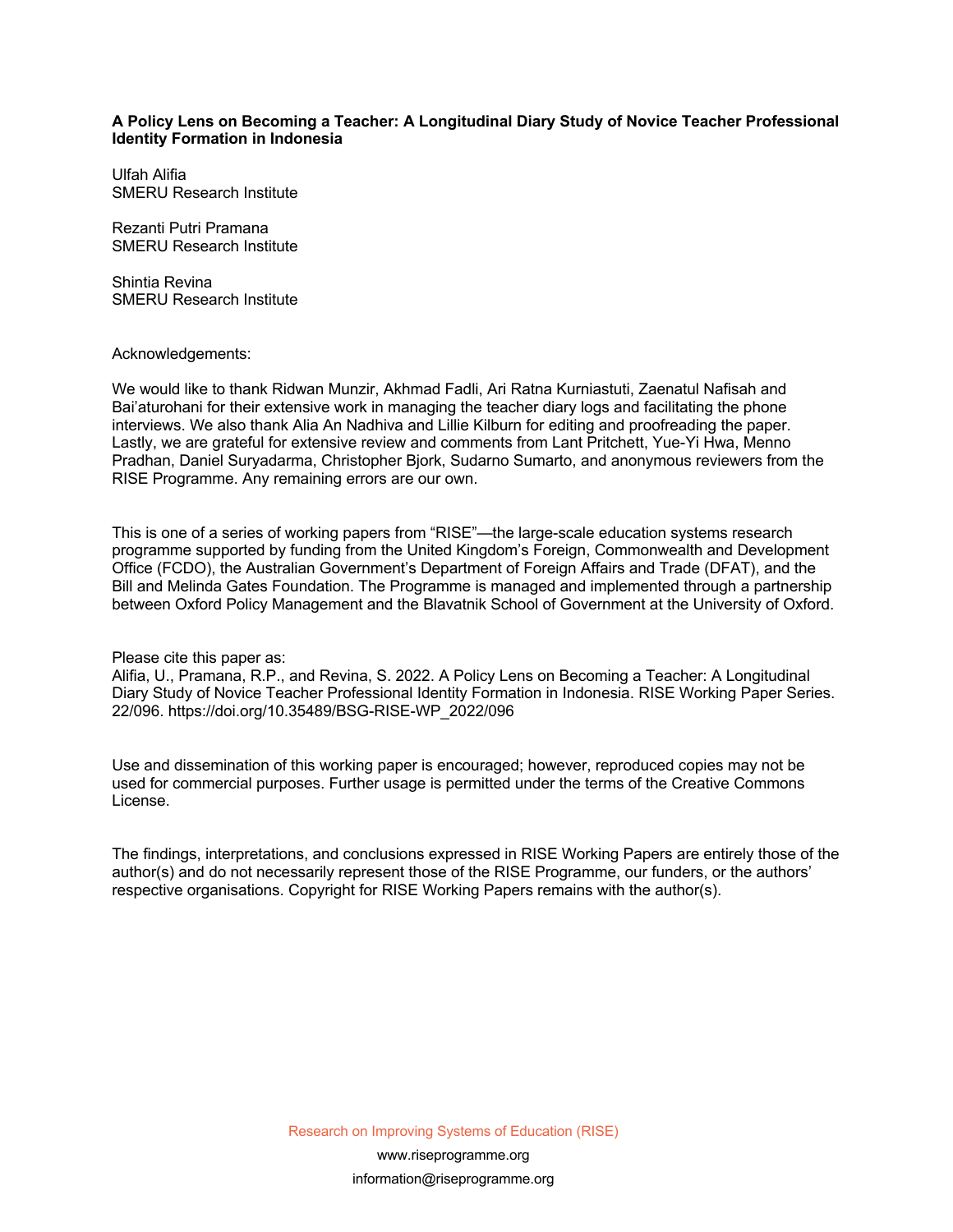**A Policy Lens on Becoming a Teacher: A Longitudinal Diary Study of Novice Teacher Professional Identity Formation in Indonesia**

Ulfah Alifia
SMERU Research Institute

Rezanti Putri Pramana
SMERU Research Institute

Shintia Revina
SMERU Research Institute

Acknowledgements:

We would like to thank Ridwan Munzir, Akhmad Fadli, Ari Ratna Kurniastuti, Zaenatul Nafisah and Bai'aturohani for their extensive work in managing the teacher diary logs and facilitating the phone interviews. We also thank Alia An Nadhiva and Lillie Kilburn for editing and proofreading the paper. Lastly, we are grateful for extensive review and comments from Lant Pritchett, Yue-Yi Hwa, Menno Pradhan, Daniel Suryadarma, Christopher Bjork, Sudarno Sumarto, and anonymous reviewers from the RISE Programme. Any remaining errors are our own.

This is one of a series of working papers from "RISE"—the large-scale education systems research programme supported by funding from the United Kingdom's Foreign, Commonwealth and Development Office (FCDO), the Australian Government's Department of Foreign Affairs and Trade (DFAT), and the Bill and Melinda Gates Foundation. The Programme is managed and implemented through a partnership between Oxford Policy Management and the Blavatnik School of Government at the University of Oxford.

Please cite this paper as:
Alifia, U., Pramana, R.P., and Revina, S. 2022. A Policy Lens on Becoming a Teacher: A Longitudinal Diary Study of Novice Teacher Professional Identity Formation in Indonesia. RISE Working Paper Series. 22/096. https://doi.org/10.35489/BSG-RISE-WP_2022/096

Use and dissemination of this working paper is encouraged; however, reproduced copies may not be used for commercial purposes. Further usage is permitted under the terms of the Creative Commons License.

The findings, interpretations, and conclusions expressed in RISE Working Papers are entirely those of the author(s) and do not necessarily represent those of the RISE Programme, our funders, or the authors' respective organisations. Copyright for RISE Working Papers remains with the author(s).

Research on Improving Systems of Education (RISE)
www.riseprogramme.org
information@riseprogramme.org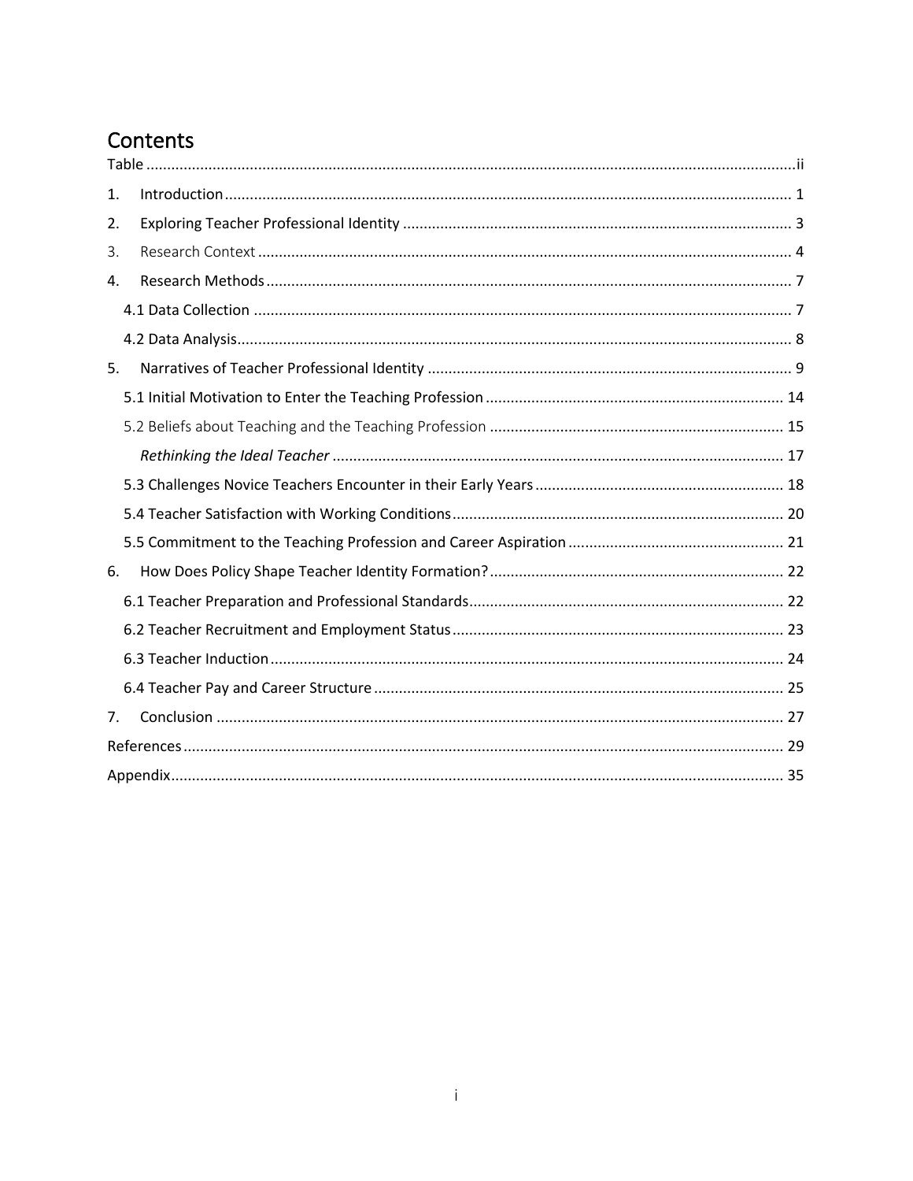# Contents

Table ....... ii

1. Introduction ....... 1
2. Exploring Teacher Professional Identity ....... 3
3. Research Context ....... 4
4. Research Methods ....... 7
   - 4.1 Data Collection ....... 7
   - 4.2 Data Analysis ....... 8
5. Narratives of Teacher Professional Identity ....... 9
   - 5.1 Initial Motivation to Enter the Teaching Profession ....... 14
   - 5.2 Beliefs about Teaching and the Teaching Profession ....... 15
     - *Rethinking the Ideal Teacher* ....... 17
   - 5.3 Challenges Novice Teachers Encounter in their Early Years ....... 18
   - 5.4 Teacher Satisfaction with Working Conditions ....... 20
   - 5.5 Commitment to the Teaching Profession and Career Aspiration ....... 21
6. How Does Policy Shape Teacher Identity Formation? ....... 22
   - 6.1 Teacher Preparation and Professional Standards ....... 22
   - 6.2 Teacher Recruitment and Employment Status ....... 23
   - 6.3 Teacher Induction ....... 24
   - 6.4 Teacher Pay and Career Structure ....... 25
7. Conclusion ....... 27

References ....... 29

Appendix ....... 35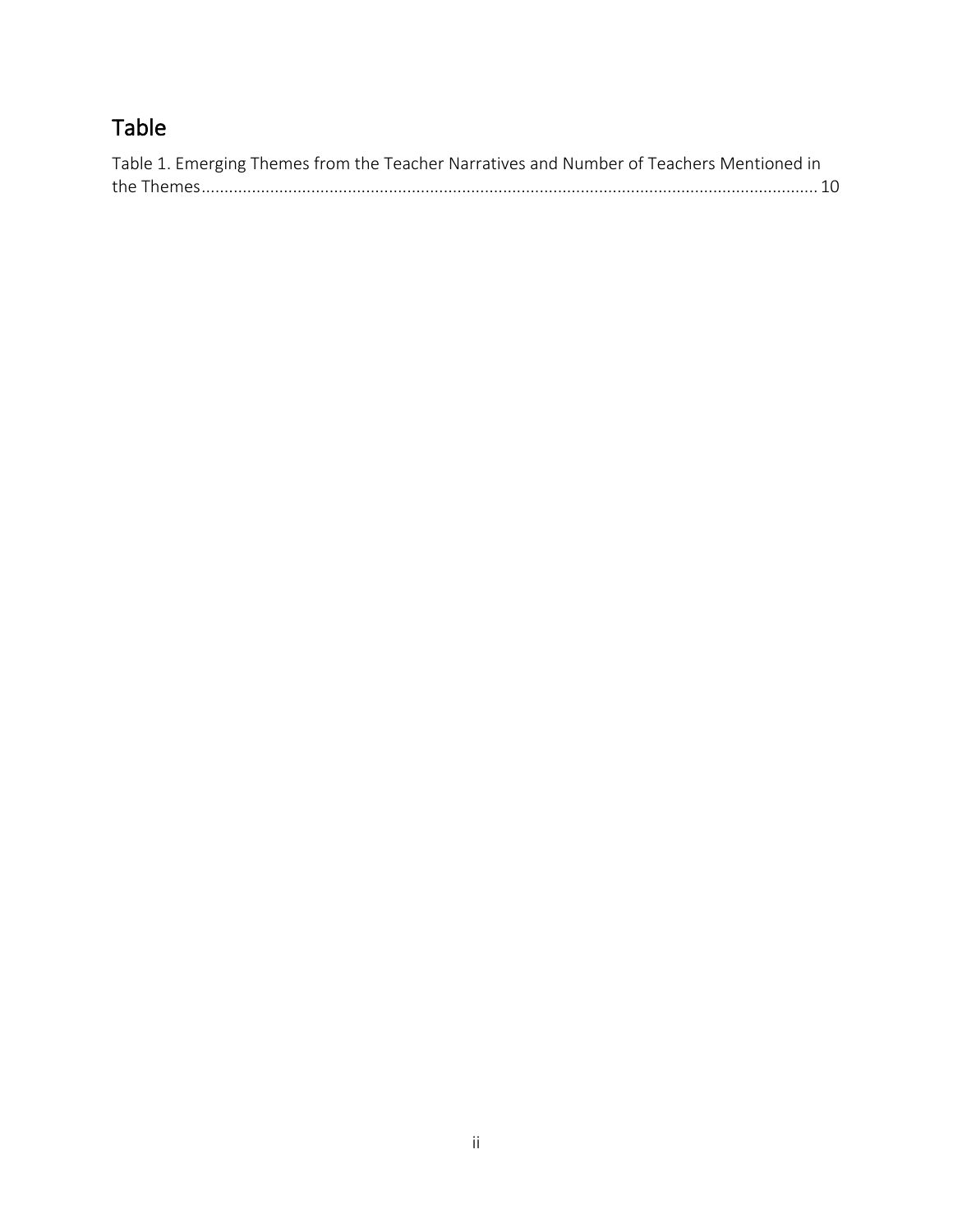# Table

Table 1. Emerging Themes from the Teacher Narratives and Number of Teachers Mentioned in the Themes........................................................................................................................ 10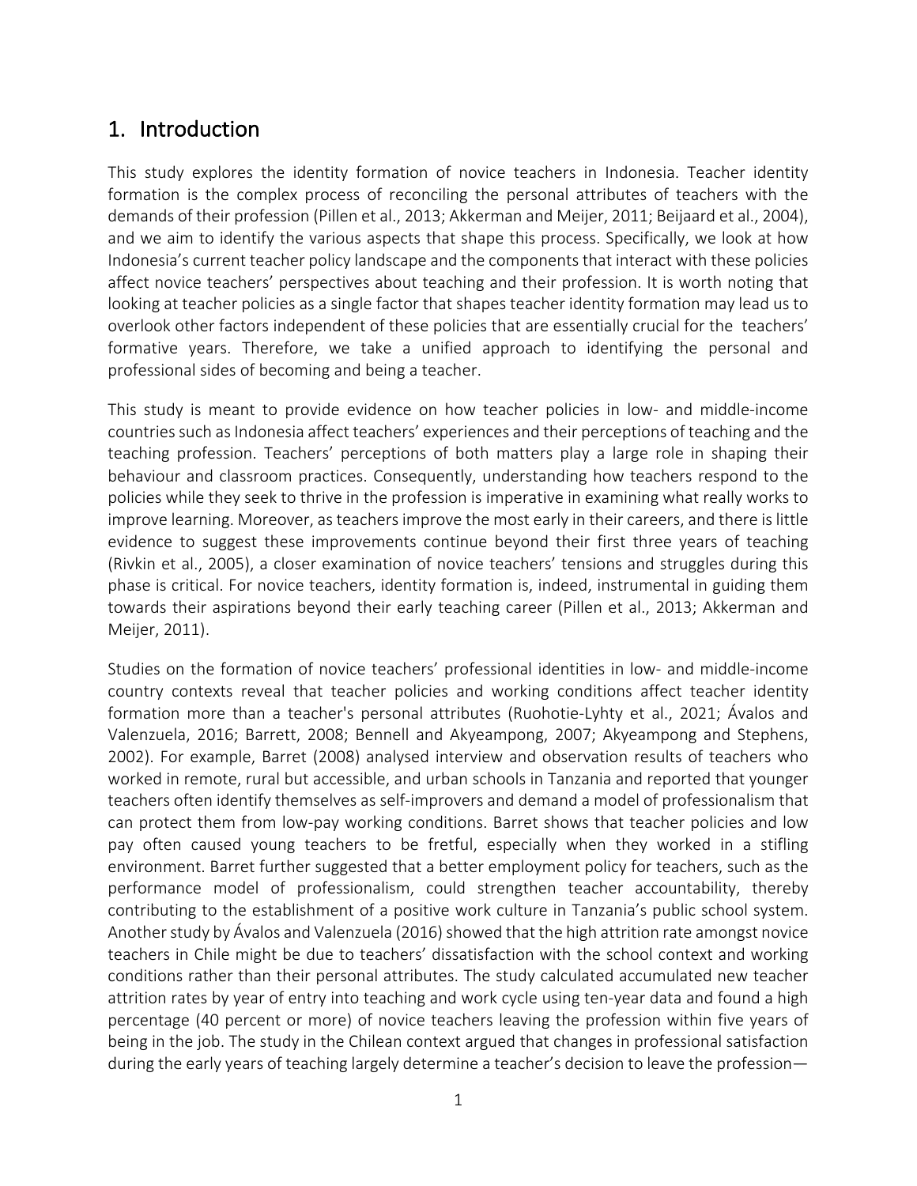## 1. Introduction

This study explores the identity formation of novice teachers in Indonesia. Teacher identity formation is the complex process of reconciling the personal attributes of teachers with the demands of their profession (Pillen et al., 2013; Akkerman and Meijer, 2011; Beijaard et al., 2004), and we aim to identify the various aspects that shape this process. Specifically, we look at how Indonesia's current teacher policy landscape and the components that interact with these policies affect novice teachers' perspectives about teaching and their profession. It is worth noting that looking at teacher policies as a single factor that shapes teacher identity formation may lead us to overlook other factors independent of these policies that are essentially crucial for the teachers' formative years. Therefore, we take a unified approach to identifying the personal and professional sides of becoming and being a teacher.

This study is meant to provide evidence on how teacher policies in low- and middle-income countries such as Indonesia affect teachers' experiences and their perceptions of teaching and the teaching profession. Teachers' perceptions of both matters play a large role in shaping their behaviour and classroom practices. Consequently, understanding how teachers respond to the policies while they seek to thrive in the profession is imperative in examining what really works to improve learning. Moreover, as teachers improve the most early in their careers, and there is little evidence to suggest these improvements continue beyond their first three years of teaching (Rivkin et al., 2005), a closer examination of novice teachers' tensions and struggles during this phase is critical. For novice teachers, identity formation is, indeed, instrumental in guiding them towards their aspirations beyond their early teaching career (Pillen et al., 2013; Akkerman and Meijer, 2011).

Studies on the formation of novice teachers' professional identities in low- and middle-income country contexts reveal that teacher policies and working conditions affect teacher identity formation more than a teacher's personal attributes (Ruohotie-Lyhty et al., 2021; Ávalos and Valenzuela, 2016; Barrett, 2008; Bennell and Akyeampong, 2007; Akyeampong and Stephens, 2002). For example, Barret (2008) analysed interview and observation results of teachers who worked in remote, rural but accessible, and urban schools in Tanzania and reported that younger teachers often identify themselves as self-improvers and demand a model of professionalism that can protect them from low-pay working conditions. Barret shows that teacher policies and low pay often caused young teachers to be fretful, especially when they worked in a stifling environment. Barret further suggested that a better employment policy for teachers, such as the performance model of professionalism, could strengthen teacher accountability, thereby contributing to the establishment of a positive work culture in Tanzania's public school system. Another study by Ávalos and Valenzuela (2016) showed that the high attrition rate amongst novice teachers in Chile might be due to teachers' dissatisfaction with the school context and working conditions rather than their personal attributes. The study calculated accumulated new teacher attrition rates by year of entry into teaching and work cycle using ten-year data and found a high percentage (40 percent or more) of novice teachers leaving the profession within five years of being in the job. The study in the Chilean context argued that changes in professional satisfaction during the early years of teaching largely determine a teacher's decision to leave the profession—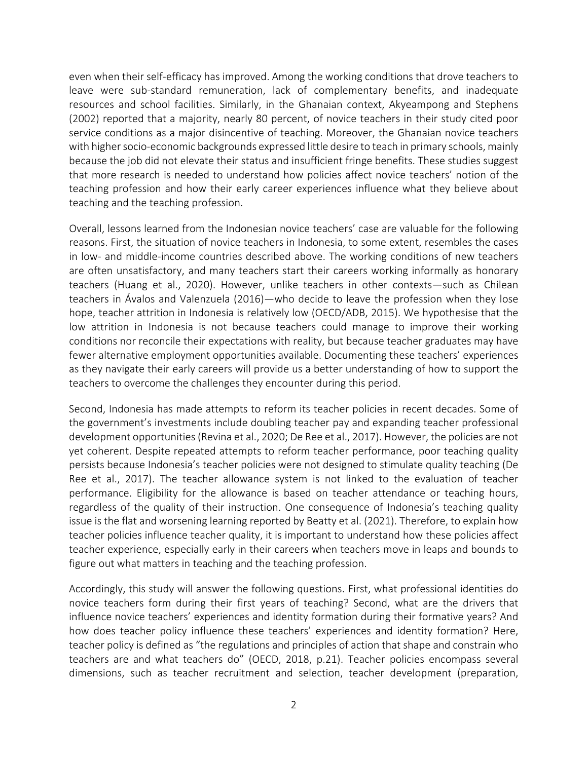even when their self-efficacy has improved. Among the working conditions that drove teachers to leave were sub-standard remuneration, lack of complementary benefits, and inadequate resources and school facilities. Similarly, in the Ghanaian context, Akyeampong and Stephens (2002) reported that a majority, nearly 80 percent, of novice teachers in their study cited poor service conditions as a major disincentive of teaching. Moreover, the Ghanaian novice teachers with higher socio-economic backgrounds expressed little desire to teach in primary schools, mainly because the job did not elevate their status and insufficient fringe benefits. These studies suggest that more research is needed to understand how policies affect novice teachers' notion of the teaching profession and how their early career experiences influence what they believe about teaching and the teaching profession.

Overall, lessons learned from the Indonesian novice teachers' case are valuable for the following reasons. First, the situation of novice teachers in Indonesia, to some extent, resembles the cases in low- and middle-income countries described above. The working conditions of new teachers are often unsatisfactory, and many teachers start their careers working informally as honorary teachers (Huang et al., 2020). However, unlike teachers in other contexts—such as Chilean teachers in Ávalos and Valenzuela (2016)—who decide to leave the profession when they lose hope, teacher attrition in Indonesia is relatively low (OECD/ADB, 2015). We hypothesise that the low attrition in Indonesia is not because teachers could manage to improve their working conditions nor reconcile their expectations with reality, but because teacher graduates may have fewer alternative employment opportunities available. Documenting these teachers' experiences as they navigate their early careers will provide us a better understanding of how to support the teachers to overcome the challenges they encounter during this period.

Second, Indonesia has made attempts to reform its teacher policies in recent decades. Some of the government's investments include doubling teacher pay and expanding teacher professional development opportunities (Revina et al., 2020; De Ree et al., 2017). However, the policies are not yet coherent. Despite repeated attempts to reform teacher performance, poor teaching quality persists because Indonesia's teacher policies were not designed to stimulate quality teaching (De Ree et al., 2017). The teacher allowance system is not linked to the evaluation of teacher performance. Eligibility for the allowance is based on teacher attendance or teaching hours, regardless of the quality of their instruction. One consequence of Indonesia's teaching quality issue is the flat and worsening learning reported by Beatty et al. (2021). Therefore, to explain how teacher policies influence teacher quality, it is important to understand how these policies affect teacher experience, especially early in their careers when teachers move in leaps and bounds to figure out what matters in teaching and the teaching profession.

Accordingly, this study will answer the following questions. First, what professional identities do novice teachers form during their first years of teaching? Second, what are the drivers that influence novice teachers' experiences and identity formation during their formative years? And how does teacher policy influence these teachers' experiences and identity formation? Here, teacher policy is defined as "the regulations and principles of action that shape and constrain who teachers are and what teachers do" (OECD, 2018, p.21). Teacher policies encompass several dimensions, such as teacher recruitment and selection, teacher development (preparation,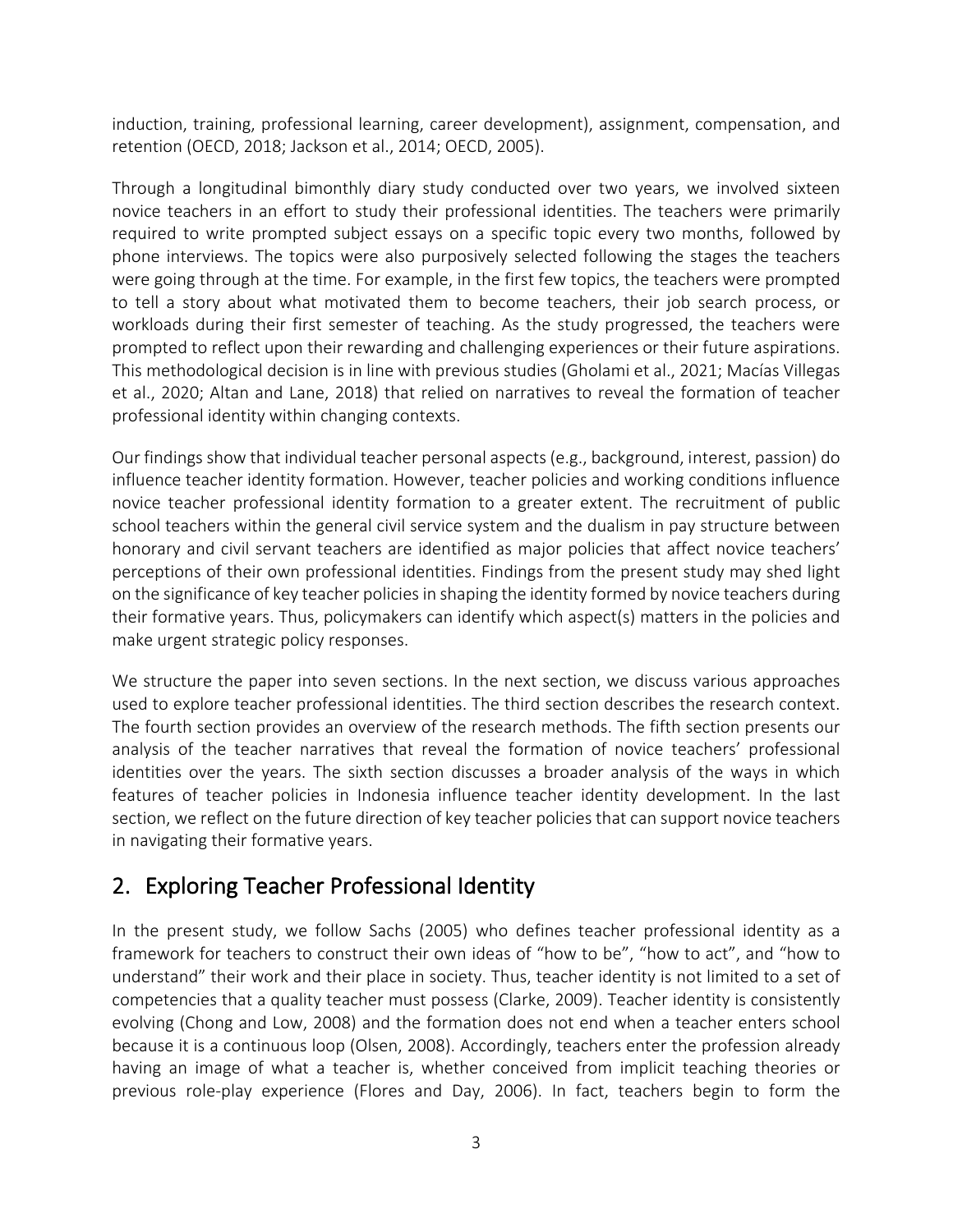induction, training, professional learning, career development), assignment, compensation, and retention (OECD, 2018; Jackson et al., 2014; OECD, 2005).

Through a longitudinal bimonthly diary study conducted over two years, we involved sixteen novice teachers in an effort to study their professional identities. The teachers were primarily required to write prompted subject essays on a specific topic every two months, followed by phone interviews. The topics were also purposively selected following the stages the teachers were going through at the time. For example, in the first few topics, the teachers were prompted to tell a story about what motivated them to become teachers, their job search process, or workloads during their first semester of teaching. As the study progressed, the teachers were prompted to reflect upon their rewarding and challenging experiences or their future aspirations. This methodological decision is in line with previous studies (Gholami et al., 2021; Macías Villegas et al., 2020; Altan and Lane, 2018) that relied on narratives to reveal the formation of teacher professional identity within changing contexts.

Our findings show that individual teacher personal aspects (e.g., background, interest, passion) do influence teacher identity formation. However, teacher policies and working conditions influence novice teacher professional identity formation to a greater extent. The recruitment of public school teachers within the general civil service system and the dualism in pay structure between honorary and civil servant teachers are identified as major policies that affect novice teachers' perceptions of their own professional identities. Findings from the present study may shed light on the significance of key teacher policies in shaping the identity formed by novice teachers during their formative years. Thus, policymakers can identify which aspect(s) matters in the policies and make urgent strategic policy responses.

We structure the paper into seven sections. In the next section, we discuss various approaches used to explore teacher professional identities. The third section describes the research context. The fourth section provides an overview of the research methods. The fifth section presents our analysis of the teacher narratives that reveal the formation of novice teachers' professional identities over the years. The sixth section discusses a broader analysis of the ways in which features of teacher policies in Indonesia influence teacher identity development. In the last section, we reflect on the future direction of key teacher policies that can support novice teachers in navigating their formative years.

## 2. Exploring Teacher Professional Identity

In the present study, we follow Sachs (2005) who defines teacher professional identity as a framework for teachers to construct their own ideas of "how to be", "how to act", and "how to understand" their work and their place in society. Thus, teacher identity is not limited to a set of competencies that a quality teacher must possess (Clarke, 2009). Teacher identity is consistently evolving (Chong and Low, 2008) and the formation does not end when a teacher enters school because it is a continuous loop (Olsen, 2008). Accordingly, teachers enter the profession already having an image of what a teacher is, whether conceived from implicit teaching theories or previous role-play experience (Flores and Day, 2006). In fact, teachers begin to form the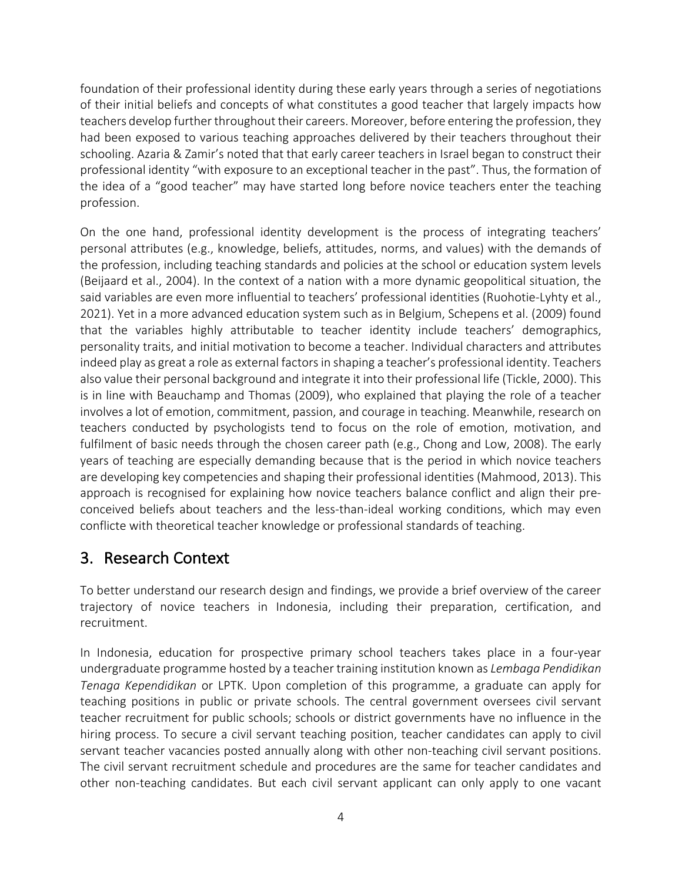foundation of their professional identity during these early years through a series of negotiations of their initial beliefs and concepts of what constitutes a good teacher that largely impacts how teachers develop further throughout their careers. Moreover, before entering the profession, they had been exposed to various teaching approaches delivered by their teachers throughout their schooling. Azaria & Zamir's noted that that early career teachers in Israel began to construct their professional identity "with exposure to an exceptional teacher in the past". Thus, the formation of the idea of a "good teacher" may have started long before novice teachers enter the teaching profession.

On the one hand, professional identity development is the process of integrating teachers' personal attributes (e.g., knowledge, beliefs, attitudes, norms, and values) with the demands of the profession, including teaching standards and policies at the school or education system levels (Beijaard et al., 2004). In the context of a nation with a more dynamic geopolitical situation, the said variables are even more influential to teachers' professional identities (Ruohotie-Lyhty et al., 2021). Yet in a more advanced education system such as in Belgium, Schepens et al. (2009) found that the variables highly attributable to teacher identity include teachers' demographics, personality traits, and initial motivation to become a teacher. Individual characters and attributes indeed play as great a role as external factors in shaping a teacher's professional identity. Teachers also value their personal background and integrate it into their professional life (Tickle, 2000). This is in line with Beauchamp and Thomas (2009), who explained that playing the role of a teacher involves a lot of emotion, commitment, passion, and courage in teaching. Meanwhile, research on teachers conducted by psychologists tend to focus on the role of emotion, motivation, and fulfilment of basic needs through the chosen career path (e.g., Chong and Low, 2008). The early years of teaching are especially demanding because that is the period in which novice teachers are developing key competencies and shaping their professional identities (Mahmood, 2013). This approach is recognised for explaining how novice teachers balance conflict and align their pre-conceived beliefs about teachers and the less-than-ideal working conditions, which may even conflicte with theoretical teacher knowledge or professional standards of teaching.

## 3. Research Context

To better understand our research design and findings, we provide a brief overview of the career trajectory of novice teachers in Indonesia, including their preparation, certification, and recruitment.

In Indonesia, education for prospective primary school teachers takes place in a four-year undergraduate programme hosted by a teacher training institution known as *Lembaga Pendidikan Tenaga Kependidikan* or LPTK. Upon completion of this programme, a graduate can apply for teaching positions in public or private schools. The central government oversees civil servant teacher recruitment for public schools; schools or district governments have no influence in the hiring process. To secure a civil servant teaching position, teacher candidates can apply to civil servant teacher vacancies posted annually along with other non-teaching civil servant positions. The civil servant recruitment schedule and procedures are the same for teacher candidates and other non-teaching candidates. But each civil servant applicant can only apply to one vacant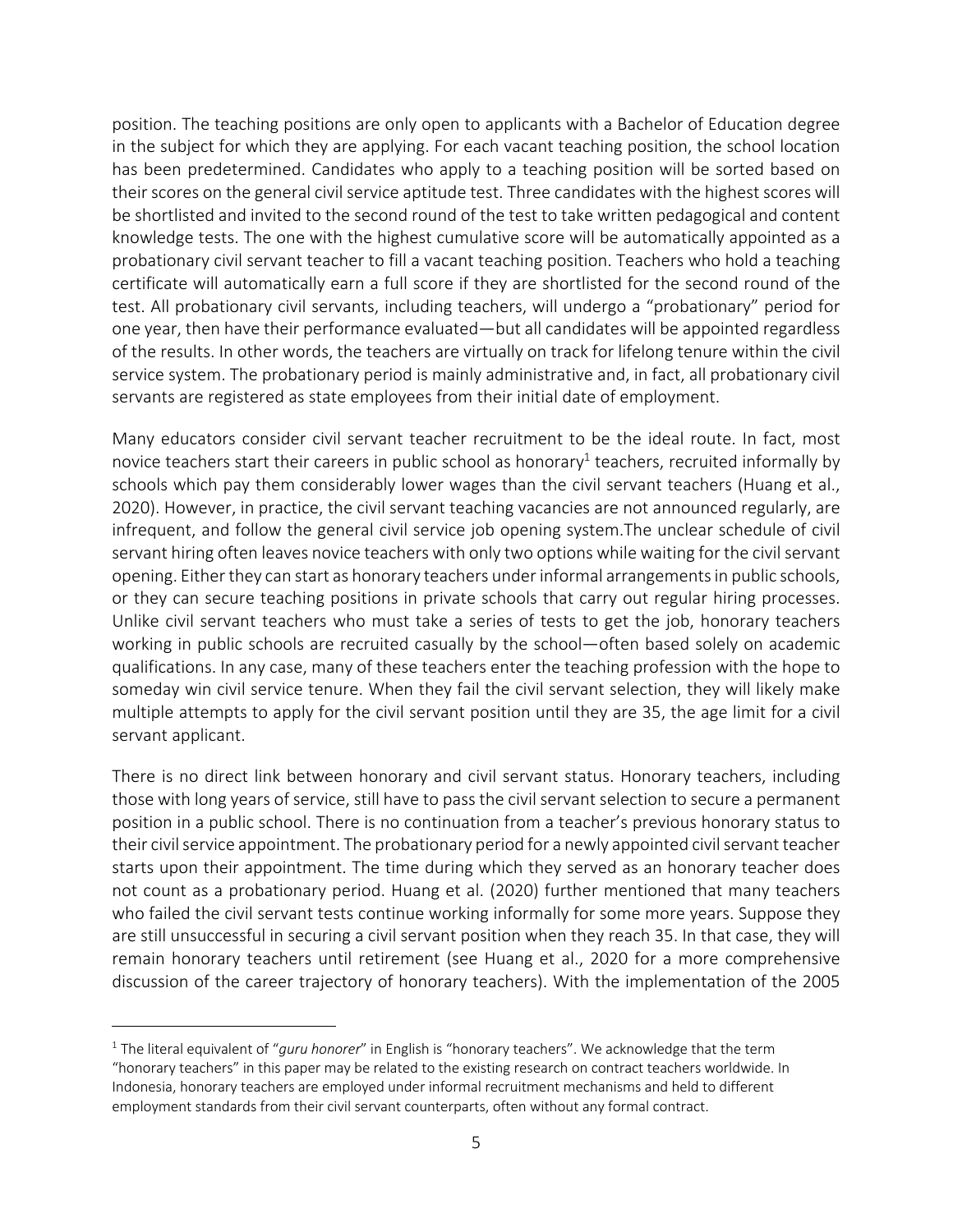position. The teaching positions are only open to applicants with a Bachelor of Education degree in the subject for which they are applying. For each vacant teaching position, the school location has been predetermined. Candidates who apply to a teaching position will be sorted based on their scores on the general civil service aptitude test. Three candidates with the highest scores will be shortlisted and invited to the second round of the test to take written pedagogical and content knowledge tests. The one with the highest cumulative score will be automatically appointed as a probationary civil servant teacher to fill a vacant teaching position. Teachers who hold a teaching certificate will automatically earn a full score if they are shortlisted for the second round of the test. All probationary civil servants, including teachers, will undergo a "probationary" period for one year, then have their performance evaluated—but all candidates will be appointed regardless of the results. In other words, the teachers are virtually on track for lifelong tenure within the civil service system. The probationary period is mainly administrative and, in fact, all probationary civil servants are registered as state employees from their initial date of employment.

Many educators consider civil servant teacher recruitment to be the ideal route. In fact, most novice teachers start their careers in public school as honorary[1] teachers, recruited informally by schools which pay them considerably lower wages than the civil servant teachers (Huang et al., 2020). However, in practice, the civil servant teaching vacancies are not announced regularly, are infrequent, and follow the general civil service job opening system.The unclear schedule of civil servant hiring often leaves novice teachers with only two options while waiting for the civil servant opening. Either they can start as honorary teachers under informal arrangements in public schools, or they can secure teaching positions in private schools that carry out regular hiring processes. Unlike civil servant teachers who must take a series of tests to get the job, honorary teachers working in public schools are recruited casually by the school—often based solely on academic qualifications. In any case, many of these teachers enter the teaching profession with the hope to someday win civil service tenure. When they fail the civil servant selection, they will likely make multiple attempts to apply for the civil servant position until they are 35, the age limit for a civil servant applicant.

There is no direct link between honorary and civil servant status. Honorary teachers, including those with long years of service, still have to pass the civil servant selection to secure a permanent position in a public school. There is no continuation from a teacher's previous honorary status to their civil service appointment. The probationary period for a newly appointed civil servant teacher starts upon their appointment. The time during which they served as an honorary teacher does not count as a probationary period. Huang et al. (2020) further mentioned that many teachers who failed the civil servant tests continue working informally for some more years. Suppose they are still unsuccessful in securing a civil servant position when they reach 35. In that case, they will remain honorary teachers until retirement (see Huang et al., 2020 for a more comprehensive discussion of the career trajectory of honorary teachers). With the implementation of the 2005

[1] The literal equivalent of "*guru honorer*" in English is "honorary teachers". We acknowledge that the term "honorary teachers" in this paper may be related to the existing research on contract teachers worldwide. In Indonesia, honorary teachers are employed under informal recruitment mechanisms and held to different employment standards from their civil servant counterparts, often without any formal contract.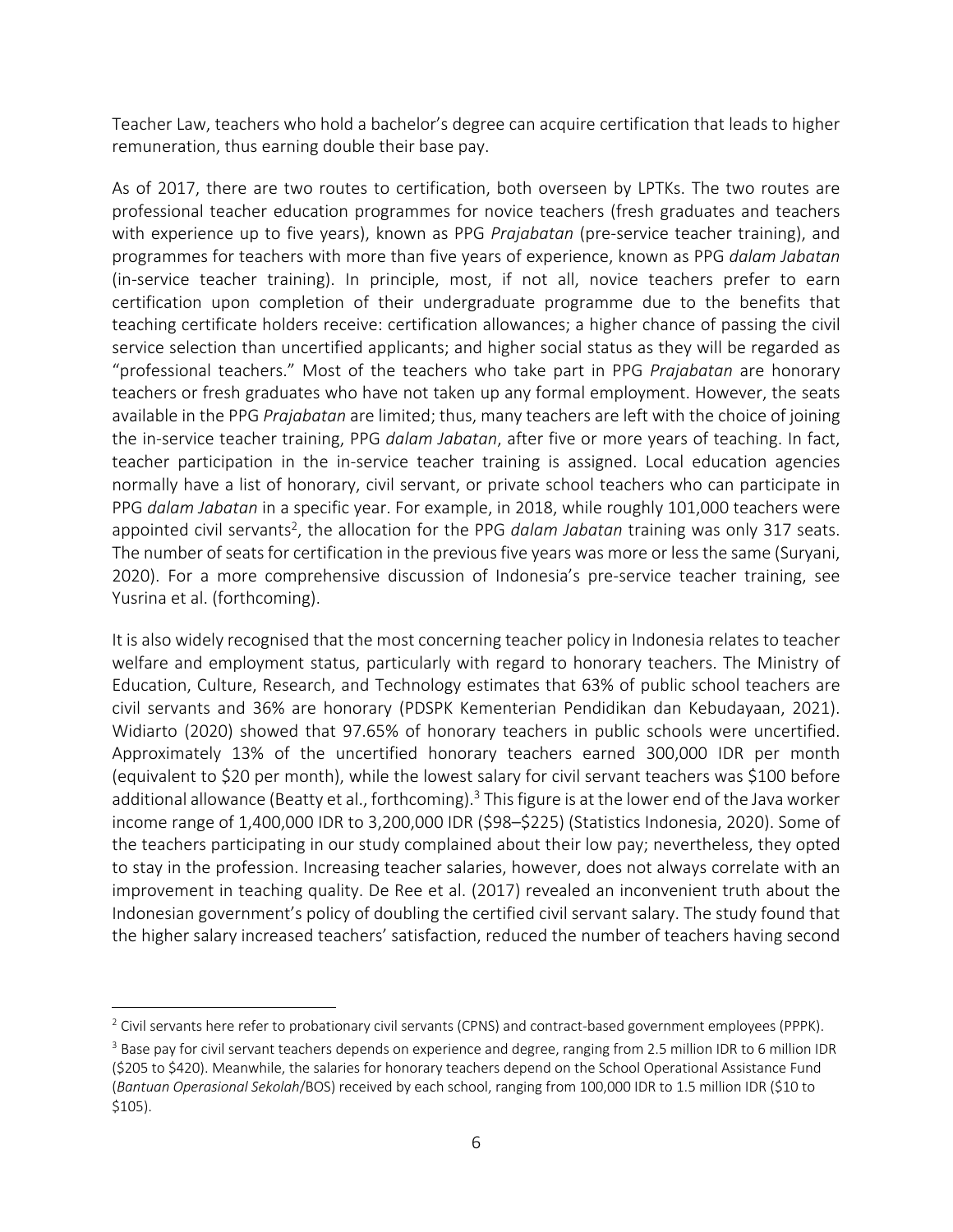Teacher Law, teachers who hold a bachelor's degree can acquire certification that leads to higher remuneration, thus earning double their base pay.

As of 2017, there are two routes to certification, both overseen by LPTKs. The two routes are professional teacher education programmes for novice teachers (fresh graduates and teachers with experience up to five years), known as PPG *Prajabatan* (pre-service teacher training), and programmes for teachers with more than five years of experience, known as PPG *dalam Jabatan* (in-service teacher training). In principle, most, if not all, novice teachers prefer to earn certification upon completion of their undergraduate programme due to the benefits that teaching certificate holders receive: certification allowances; a higher chance of passing the civil service selection than uncertified applicants; and higher social status as they will be regarded as "professional teachers." Most of the teachers who take part in PPG *Prajabatan* are honorary teachers or fresh graduates who have not taken up any formal employment. However, the seats available in the PPG *Prajabatan* are limited; thus, many teachers are left with the choice of joining the in-service teacher training, PPG *dalam Jabatan*, after five or more years of teaching. In fact, teacher participation in the in-service teacher training is assigned. Local education agencies normally have a list of honorary, civil servant, or private school teachers who can participate in PPG *dalam Jabatan* in a specific year. For example, in 2018, while roughly 101,000 teachers were appointed civil servants[2], the allocation for the PPG *dalam Jabatan* training was only 317 seats. The number of seats for certification in the previous five years was more or less the same (Suryani, 2020). For a more comprehensive discussion of Indonesia's pre-service teacher training, see Yusrina et al. (forthcoming).

It is also widely recognised that the most concerning teacher policy in Indonesia relates to teacher welfare and employment status, particularly with regard to honorary teachers. The Ministry of Education, Culture, Research, and Technology estimates that 63% of public school teachers are civil servants and 36% are honorary (PDSPK Kementerian Pendidikan dan Kebudayaan, 2021). Widiarto (2020) showed that 97.65% of honorary teachers in public schools were uncertified. Approximately 13% of the uncertified honorary teachers earned 300,000 IDR per month (equivalent to $20 per month), while the lowest salary for civil servant teachers was $100 before additional allowance (Beatty et al., forthcoming).[3] This figure is at the lower end of the Java worker income range of 1,400,000 IDR to 3,200,000 IDR ($98–$225) (Statistics Indonesia, 2020). Some of the teachers participating in our study complained about their low pay; nevertheless, they opted to stay in the profession. Increasing teacher salaries, however, does not always correlate with an improvement in teaching quality. De Ree et al. (2017) revealed an inconvenient truth about the Indonesian government's policy of doubling the certified civil servant salary. The study found that the higher salary increased teachers' satisfaction, reduced the number of teachers having second

---

[2] Civil servants here refer to probationary civil servants (CPNS) and contract-based government employees (PPPK).

[3] Base pay for civil servant teachers depends on experience and degree, ranging from 2.5 million IDR to 6 million IDR ($205 to $420). Meanwhile, the salaries for honorary teachers depend on the School Operational Assistance Fund (*Bantuan Operasional Sekolah*/BOS) received by each school, ranging from 100,000 IDR to 1.5 million IDR ($10 to $105).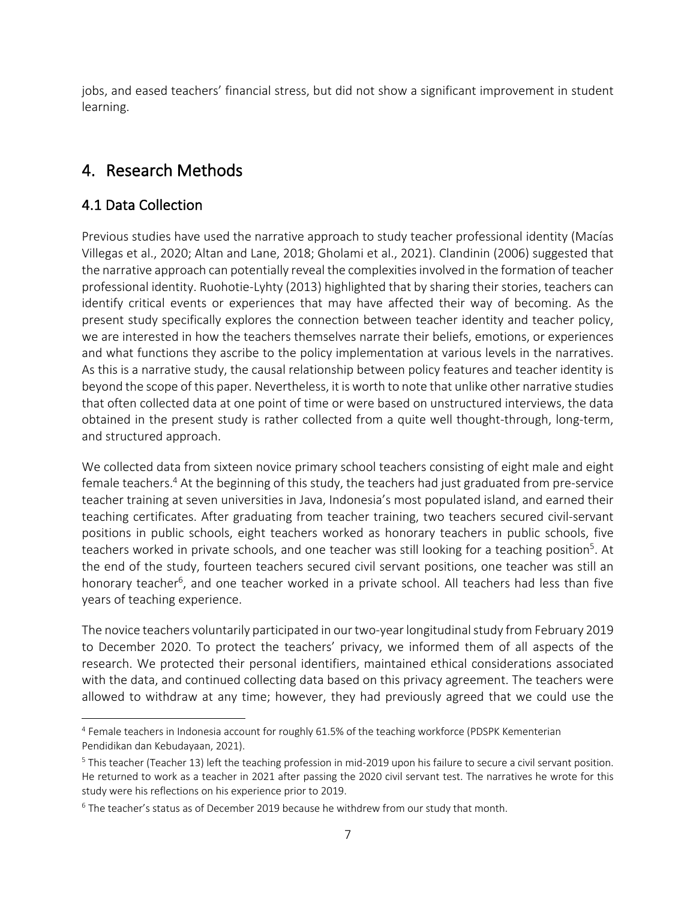jobs, and eased teachers' financial stress, but did not show a significant improvement in student learning.

# 4. Research Methods

## 4.1 Data Collection

Previous studies have used the narrative approach to study teacher professional identity (Macías Villegas et al., 2020; Altan and Lane, 2018; Gholami et al., 2021). Clandinin (2006) suggested that the narrative approach can potentially reveal the complexities involved in the formation of teacher professional identity. Ruohotie-Lyhty (2013) highlighted that by sharing their stories, teachers can identify critical events or experiences that may have affected their way of becoming. As the present study specifically explores the connection between teacher identity and teacher policy, we are interested in how the teachers themselves narrate their beliefs, emotions, or experiences and what functions they ascribe to the policy implementation at various levels in the narratives. As this is a narrative study, the causal relationship between policy features and teacher identity is beyond the scope of this paper. Nevertheless, it is worth to note that unlike other narrative studies that often collected data at one point of time or were based on unstructured interviews, the data obtained in the present study is rather collected from a quite well thought-through, long-term, and structured approach.

We collected data from sixteen novice primary school teachers consisting of eight male and eight female teachers.[4] At the beginning of this study, the teachers had just graduated from pre-service teacher training at seven universities in Java, Indonesia's most populated island, and earned their teaching certificates. After graduating from teacher training, two teachers secured civil-servant positions in public schools, eight teachers worked as honorary teachers in public schools, five teachers worked in private schools, and one teacher was still looking for a teaching position[5]. At the end of the study, fourteen teachers secured civil servant positions, one teacher was still an honorary teacher[6], and one teacher worked in a private school. All teachers had less than five years of teaching experience.

The novice teachers voluntarily participated in our two-year longitudinal study from February 2019 to December 2020. To protect the teachers' privacy, we informed them of all aspects of the research. We protected their personal identifiers, maintained ethical considerations associated with the data, and continued collecting data based on this privacy agreement. The teachers were allowed to withdraw at any time; however, they had previously agreed that we could use the

[4] Female teachers in Indonesia account for roughly 61.5% of the teaching workforce (PDSPK Kementerian Pendidikan dan Kebudayaan, 2021).

[5] This teacher (Teacher 13) left the teaching profession in mid-2019 upon his failure to secure a civil servant position. He returned to work as a teacher in 2021 after passing the 2020 civil servant test. The narratives he wrote for this study were his reflections on his experience prior to 2019.

[6] The teacher's status as of December 2019 because he withdrew from our study that month.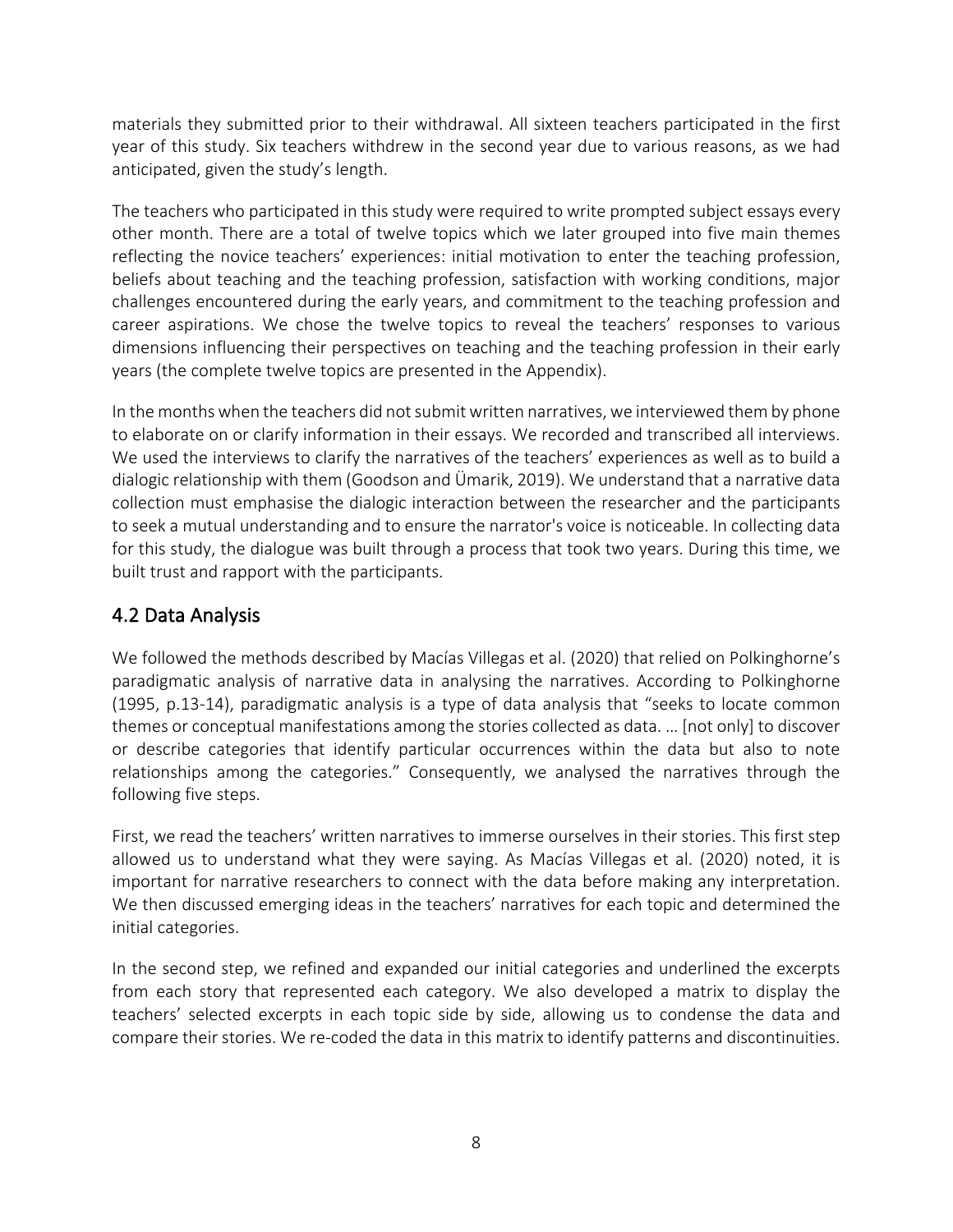materials they submitted prior to their withdrawal. All sixteen teachers participated in the first year of this study. Six teachers withdrew in the second year due to various reasons, as we had anticipated, given the study's length.

The teachers who participated in this study were required to write prompted subject essays every other month. There are a total of twelve topics which we later grouped into five main themes reflecting the novice teachers' experiences: initial motivation to enter the teaching profession, beliefs about teaching and the teaching profession, satisfaction with working conditions, major challenges encountered during the early years, and commitment to the teaching profession and career aspirations. We chose the twelve topics to reveal the teachers' responses to various dimensions influencing their perspectives on teaching and the teaching profession in their early years (the complete twelve topics are presented in the Appendix).

In the months when the teachers did not submit written narratives, we interviewed them by phone to elaborate on or clarify information in their essays. We recorded and transcribed all interviews. We used the interviews to clarify the narratives of the teachers' experiences as well as to build a dialogic relationship with them (Goodson and Ümarik, 2019). We understand that a narrative data collection must emphasise the dialogic interaction between the researcher and the participants to seek a mutual understanding and to ensure the narrator's voice is noticeable. In collecting data for this study, the dialogue was built through a process that took two years. During this time, we built trust and rapport with the participants.

## 4.2 Data Analysis

We followed the methods described by Macías Villegas et al. (2020) that relied on Polkinghorne's paradigmatic analysis of narrative data in analysing the narratives. According to Polkinghorne (1995, p.13-14), paradigmatic analysis is a type of data analysis that "seeks to locate common themes or conceptual manifestations among the stories collected as data. … [not only] to discover or describe categories that identify particular occurrences within the data but also to note relationships among the categories." Consequently, we analysed the narratives through the following five steps.

First, we read the teachers' written narratives to immerse ourselves in their stories. This first step allowed us to understand what they were saying. As Macías Villegas et al. (2020) noted, it is important for narrative researchers to connect with the data before making any interpretation. We then discussed emerging ideas in the teachers' narratives for each topic and determined the initial categories.

In the second step, we refined and expanded our initial categories and underlined the excerpts from each story that represented each category. We also developed a matrix to display the teachers' selected excerpts in each topic side by side, allowing us to condense the data and compare their stories. We re-coded the data in this matrix to identify patterns and discontinuities.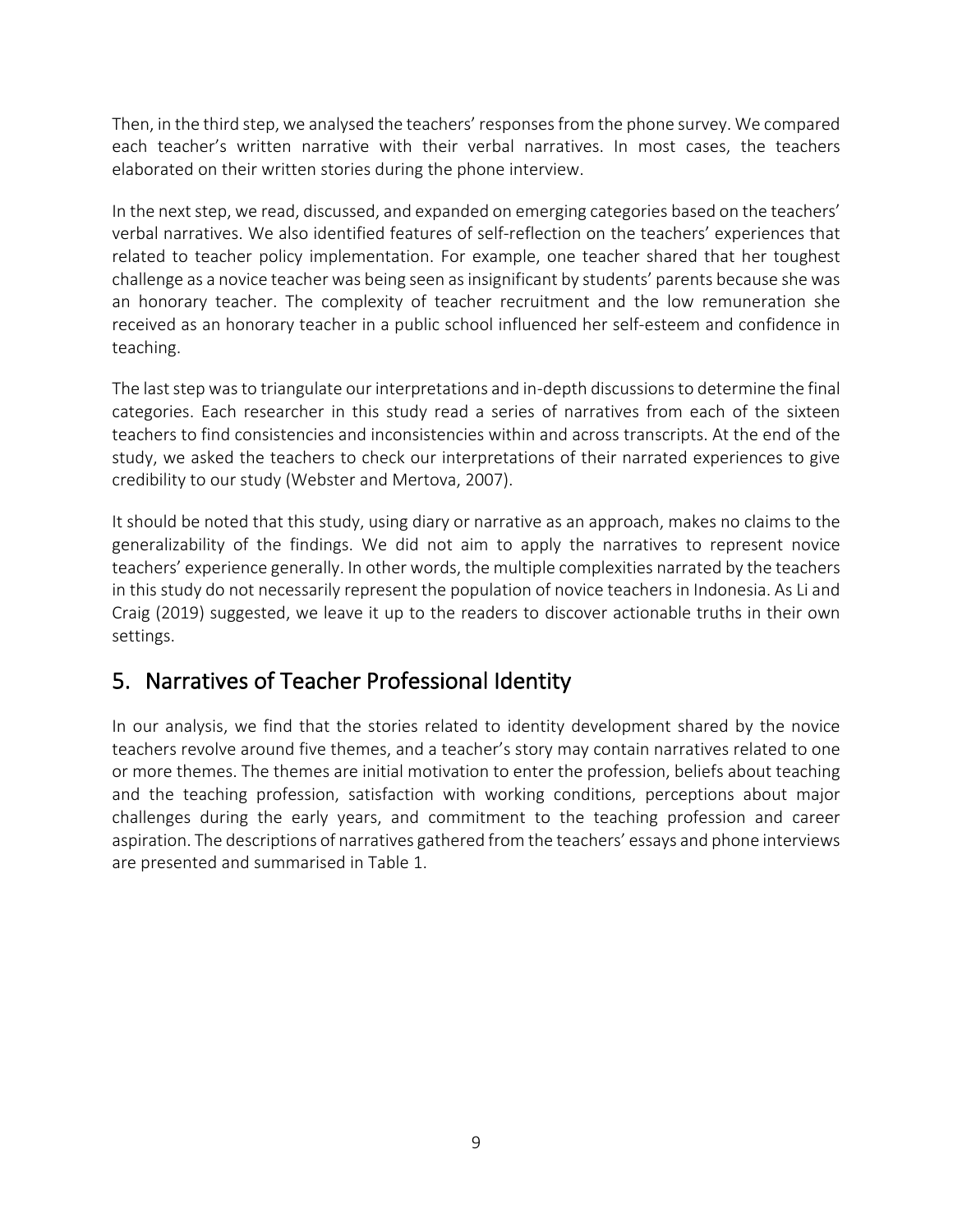Then, in the third step, we analysed the teachers' responses from the phone survey. We compared each teacher's written narrative with their verbal narratives. In most cases, the teachers elaborated on their written stories during the phone interview.

In the next step, we read, discussed, and expanded on emerging categories based on the teachers' verbal narratives. We also identified features of self-reflection on the teachers' experiences that related to teacher policy implementation. For example, one teacher shared that her toughest challenge as a novice teacher was being seen as insignificant by students' parents because she was an honorary teacher. The complexity of teacher recruitment and the low remuneration she received as an honorary teacher in a public school influenced her self-esteem and confidence in teaching.

The last step was to triangulate our interpretations and in-depth discussions to determine the final categories. Each researcher in this study read a series of narratives from each of the sixteen teachers to find consistencies and inconsistencies within and across transcripts. At the end of the study, we asked the teachers to check our interpretations of their narrated experiences to give credibility to our study (Webster and Mertova, 2007).

It should be noted that this study, using diary or narrative as an approach, makes no claims to the generalizability of the findings. We did not aim to apply the narratives to represent novice teachers' experience generally. In other words, the multiple complexities narrated by the teachers in this study do not necessarily represent the population of novice teachers in Indonesia. As Li and Craig (2019) suggested, we leave it up to the readers to discover actionable truths in their own settings.

## 5. Narratives of Teacher Professional Identity

In our analysis, we find that the stories related to identity development shared by the novice teachers revolve around five themes, and a teacher's story may contain narratives related to one or more themes. The themes are initial motivation to enter the profession, beliefs about teaching and the teaching profession, satisfaction with working conditions, perceptions about major challenges during the early years, and commitment to the teaching profession and career aspiration. The descriptions of narratives gathered from the teachers' essays and phone interviews are presented and summarised in Table 1.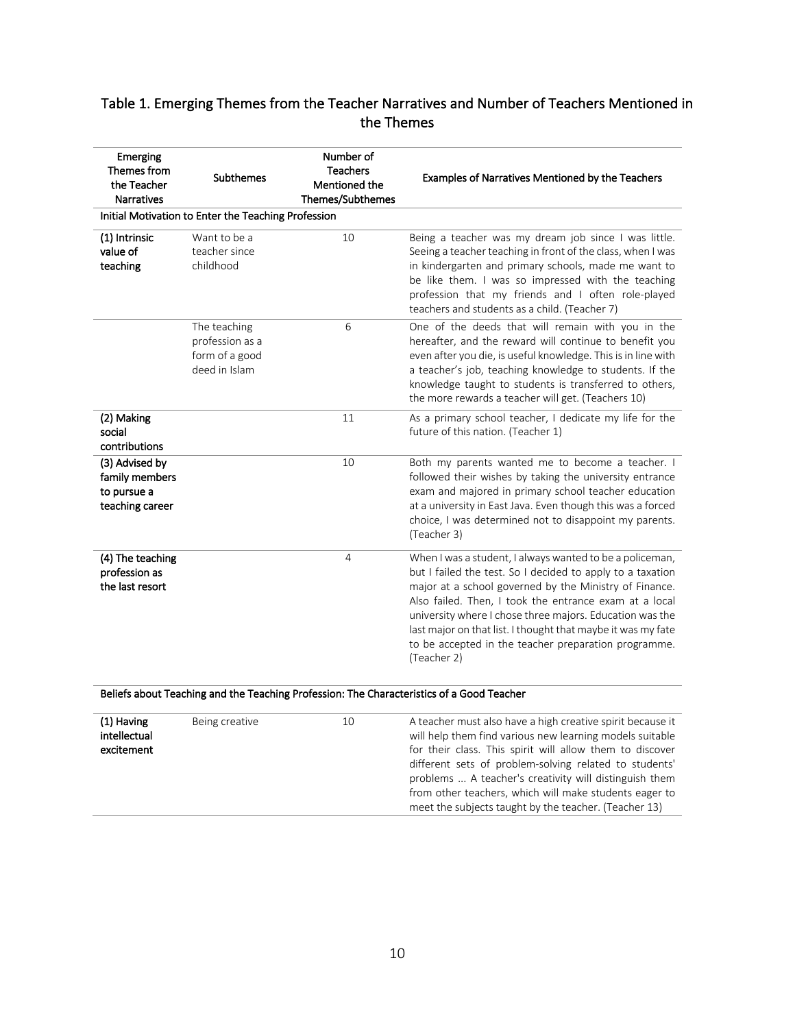# Table 1. Emerging Themes from the Teacher Narratives and Number of Teachers Mentioned in the Themes

| Emerging Themes from the Teacher Narratives | Subthemes | Number of Teachers Mentioned the Themes/Subthemes | Examples of Narratives Mentioned by the Teachers |
|---|---|---|---|
| **Initial Motivation to Enter the Teaching Profession** | | | |
| **(1) Intrinsic value of teaching** | Want to be a teacher since childhood | 10 | Being a teacher was my dream job since I was little. Seeing a teacher teaching in front of the class, when I was in kindergarten and primary schools, made me want to be like them. I was so impressed with the teaching profession that my friends and I often role-played teachers and students as a child. (Teacher 7) |
| | The teaching profession as a form of a good deed in Islam | 6 | One of the deeds that will remain with you in the hereafter, and the reward will continue to benefit you even after you die, is useful knowledge. This is in line with a teacher's job, teaching knowledge to students. If the knowledge taught to students is transferred to others, the more rewards a teacher will get. (Teachers 10) |
| **(2) Making social contributions** | | 11 | As a primary school teacher, I dedicate my life for the future of this nation. (Teacher 1) |
| **(3) Advised by family members to pursue a teaching career** | | 10 | Both my parents wanted me to become a teacher. I followed their wishes by taking the university entrance exam and majored in primary school teacher education at a university in East Java. Even though this was a forced choice, I was determined not to disappoint my parents. (Teacher 3) |
| **(4) The teaching profession as the last resort** | | 4 | When I was a student, I always wanted to be a policeman, but I failed the test. So I decided to apply to a taxation major at a school governed by the Ministry of Finance. Also failed. Then, I took the entrance exam at a local university where I chose three majors. Education was the last major on that list. I thought that maybe it was my fate to be accepted in the teacher preparation programme. (Teacher 2) |
| **Beliefs about Teaching and the Teaching Profession: The Characteristics of a Good Teacher** | | | |
| **(1) Having intellectual excitement** | Being creative | 10 | A teacher must also have a high creative spirit because it will help them find various new learning models suitable for their class. This spirit will allow them to discover different sets of problem-solving related to students' problems ... A teacher's creativity will distinguish them from other teachers, which will make students eager to meet the subjects taught by the teacher. (Teacher 13) |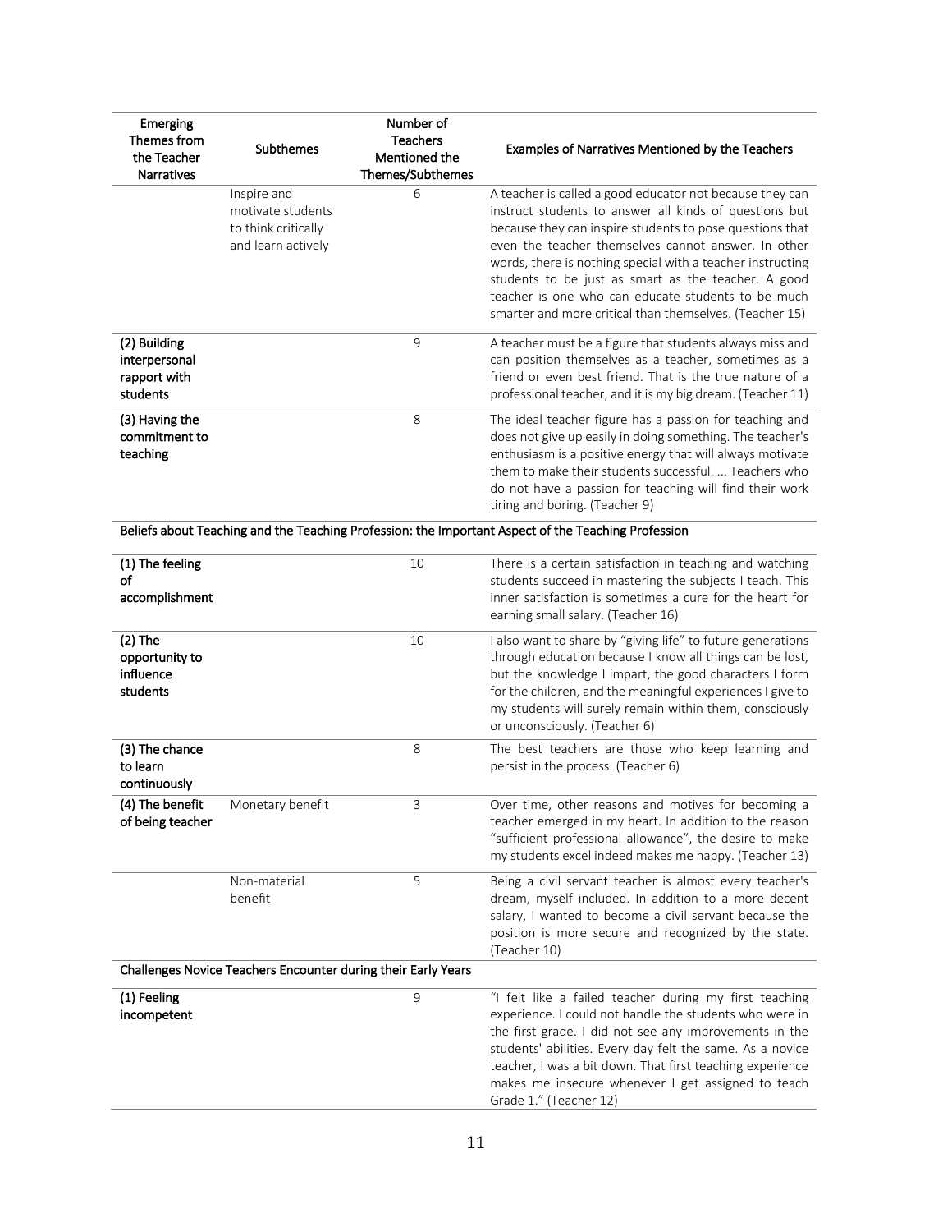| Emerging Themes from the Teacher Narratives | Subthemes | Number of Teachers Mentioned the Themes/Subthemes | Examples of Narratives Mentioned by the Teachers |
|---|---|---|---|
| | Inspire and motivate students to think critically and learn actively | 6 | A teacher is called a good educator not because they can instruct students to answer all kinds of questions but because they can inspire students to pose questions that even the teacher themselves cannot answer. In other words, there is nothing special with a teacher instructing students to be just as smart as the teacher. A good teacher is one who can educate students to be much smarter and more critical than themselves. (Teacher 15) |
| **(2) Building interpersonal rapport with students** | | 9 | A teacher must be a figure that students always miss and can position themselves as a teacher, sometimes as a friend or even best friend. That is the true nature of a professional teacher, and it is my big dream. (Teacher 11) |
| **(3) Having the commitment to teaching** | | 8 | The ideal teacher figure has a passion for teaching and does not give up easily in doing something. The teacher's enthusiasm is a positive energy that will always motivate them to make their students successful. ... Teachers who do not have a passion for teaching will find their work tiring and boring. (Teacher 9) |
| **Beliefs about Teaching and the Teaching Profession: the Important Aspect of the Teaching Profession** | | | |
| **(1) The feeling of accomplishment** | | 10 | There is a certain satisfaction in teaching and watching students succeed in mastering the subjects I teach. This inner satisfaction is sometimes a cure for the heart for earning small salary. (Teacher 16) |
| **(2) The opportunity to influence students** | | 10 | I also want to share by "giving life" to future generations through education because I know all things can be lost, but the knowledge I impart, the good characters I form for the children, and the meaningful experiences I give to my students will surely remain within them, consciously or unconsciously. (Teacher 6) |
| **(3) The chance to learn continuously** | | 8 | The best teachers are those who keep learning and persist in the process. (Teacher 6) |
| **(4) The benefit of being teacher** | Monetary benefit | 3 | Over time, other reasons and motives for becoming a teacher emerged in my heart. In addition to the reason "sufficient professional allowance", the desire to make my students excel indeed makes me happy. (Teacher 13) |
| | Non-material benefit | 5 | Being a civil servant teacher is almost every teacher's dream, myself included. In addition to a more decent salary, I wanted to become a civil servant because the position is more secure and recognized by the state. (Teacher 10) |
| **Challenges Novice Teachers Encounter during their Early Years** | | | |
| **(1) Feeling incompetent** | | 9 | "I felt like a failed teacher during my first teaching experience. I could not handle the students who were in the first grade. I did not see any improvements in the students' abilities. Every day felt the same. As a novice teacher, I was a bit down. That first teaching experience makes me insecure whenever I get assigned to teach Grade 1." (Teacher 12) |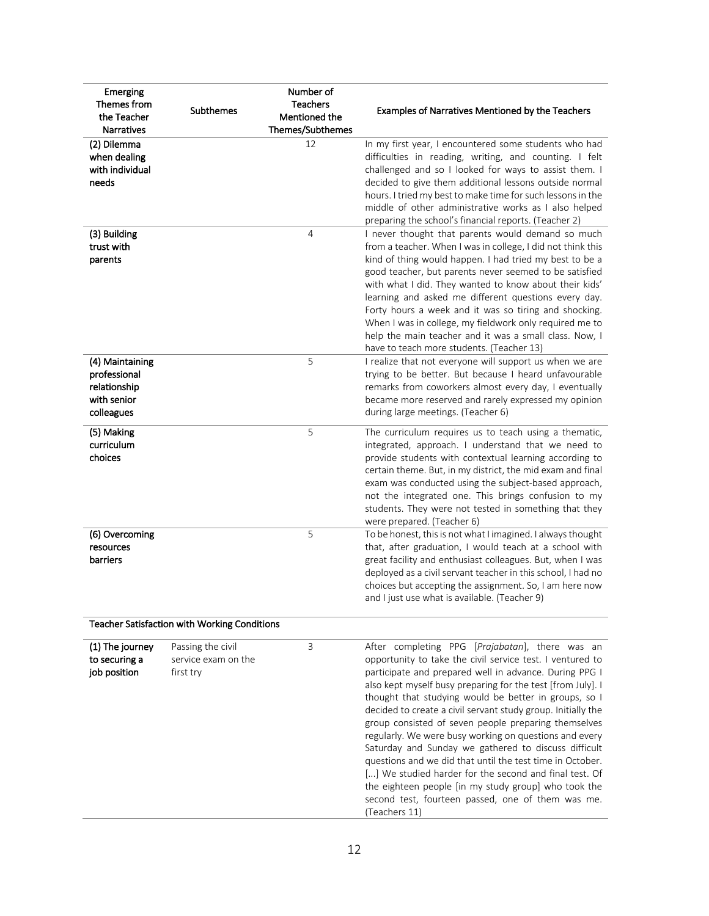| Emerging Themes from the Teacher Narratives | Subthemes | Number of Teachers Mentioned the Themes/Subthemes | Examples of Narratives Mentioned by the Teachers |
|---|---|---|---|
| (2) Dilemma when dealing with individual needs | | 12 | In my first year, I encountered some students who had difficulties in reading, writing, and counting. I felt challenged and so I looked for ways to assist them. I decided to give them additional lessons outside normal hours. I tried my best to make time for such lessons in the middle of other administrative works as I also helped preparing the school's financial reports. (Teacher 2) |
| (3) Building trust with parents | | 4 | I never thought that parents would demand so much from a teacher. When I was in college, I did not think this kind of thing would happen. I had tried my best to be a good teacher, but parents never seemed to be satisfied with what I did. They wanted to know about their kids' learning and asked me different questions every day. Forty hours a week and it was so tiring and shocking. When I was in college, my fieldwork only required me to help the main teacher and it was a small class. Now, I have to teach more students. (Teacher 13) |
| (4) Maintaining professional relationship with senior colleagues | | 5 | I realize that not everyone will support us when we are trying to be better. But because I heard unfavourable remarks from coworkers almost every day, I eventually became more reserved and rarely expressed my opinion during large meetings. (Teacher 6) |
| (5) Making curriculum choices | | 5 | The curriculum requires us to teach using a thematic, integrated, approach. I understand that we need to provide students with contextual learning according to certain theme. But, in my district, the mid exam and final exam was conducted using the subject-based approach, not the integrated one. This brings confusion to my students. They were not tested in something that they were prepared. (Teacher 6) |
| (6) Overcoming resources barriers | | 5 | To be honest, this is not what I imagined. I always thought that, after graduation, I would teach at a school with great facility and enthusiast colleagues. But, when I was deployed as a civil servant teacher in this school, I had no choices but accepting the assignment. So, I am here now and I just use what is available. (Teacher 9) |
| **Teacher Satisfaction with Working Conditions** | | | |
| (1) The journey to securing a job position | Passing the civil service exam on the first try | 3 | After completing PPG [*Prajabatan*], there was an opportunity to take the civil service test. I ventured to participate and prepared well in advance. During PPG I also kept myself busy preparing for the test [from July]. I thought that studying would be better in groups, so I decided to create a civil servant study group. Initially the group consisted of seven people preparing themselves regularly. We were busy working on questions and every Saturday and Sunday we gathered to discuss difficult questions and we did that until the test time in October. [...] We studied harder for the second and final test. Of the eighteen people [in my study group] who took the second test, fourteen passed, one of them was me. (Teachers 11) |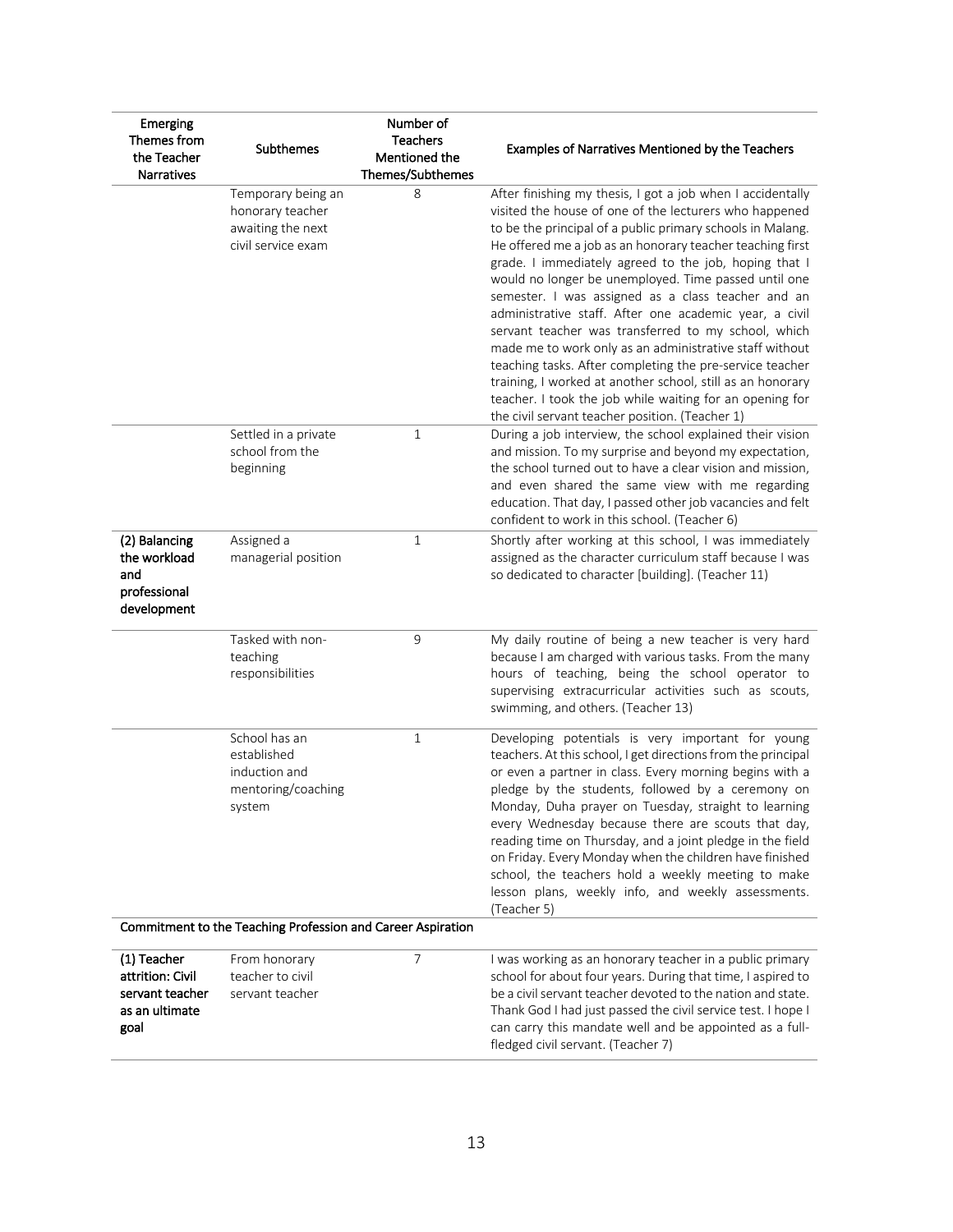| Emerging Themes from the Teacher Narratives | Subthemes | Number of Teachers Mentioned the Themes/Subthemes | Examples of Narratives Mentioned by the Teachers |
|---|---|---|---|
| | Temporary being an honorary teacher awaiting the next civil service exam | 8 | After finishing my thesis, I got a job when I accidentally visited the house of one of the lecturers who happened to be the principal of a public primary schools in Malang. He offered me a job as an honorary teacher teaching first grade. I immediately agreed to the job, hoping that I would no longer be unemployed. Time passed until one semester. I was assigned as a class teacher and an administrative staff. After one academic year, a civil servant teacher was transferred to my school, which made me to work only as an administrative staff without teaching tasks. After completing the pre-service teacher training, I worked at another school, still as an honorary teacher. I took the job while waiting for an opening for the civil servant teacher position. (Teacher 1) |
| | Settled in a private school from the beginning | 1 | During a job interview, the school explained their vision and mission. To my surprise and beyond my expectation, the school turned out to have a clear vision and mission, and even shared the same view with me regarding education. That day, I passed other job vacancies and felt confident to work in this school. (Teacher 6) |
| **(2) Balancing the workload and professional development** | Assigned a managerial position | 1 | Shortly after working at this school, I was immediately assigned as the character curriculum staff because I was so dedicated to character [building]. (Teacher 11) |
| | Tasked with non-teaching responsibilities | 9 | My daily routine of being a new teacher is very hard because I am charged with various tasks. From the many hours of teaching, being the school operator to supervising extracurricular activities such as scouts, swimming, and others. (Teacher 13) |
| | School has an established induction and mentoring/coaching system | 1 | Developing potentials is very important for young teachers. At this school, I get directions from the principal or even a partner in class. Every morning begins with a pledge by the students, followed by a ceremony on Monday, Duha prayer on Tuesday, straight to learning every Wednesday because there are scouts that day, reading time on Thursday, and a joint pledge in the field on Friday. Every Monday when the children have finished school, the teachers hold a weekly meeting to make lesson plans, weekly info, and weekly assessments. (Teacher 5) |
| **Commitment to the Teaching Profession and Career Aspiration** | | | |
| **(1) Teacher attrition: Civil servant teacher as an ultimate goal** | From honorary teacher to civil servant teacher | 7 | I was working as an honorary teacher in a public primary school for about four years. During that time, I aspired to be a civil servant teacher devoted to the nation and state. Thank God I had just passed the civil service test. I hope I can carry this mandate well and be appointed as a full-fledged civil servant. (Teacher 7) |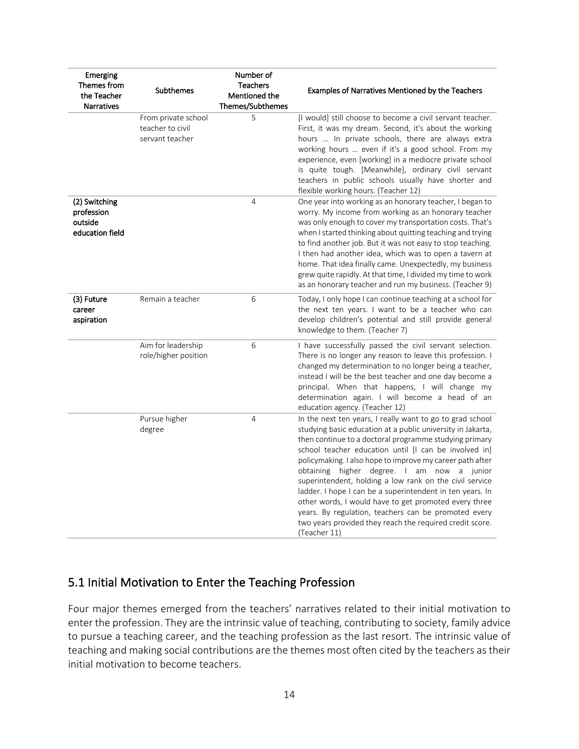| Emerging Themes from the Teacher Narratives | Subthemes | Number of Teachers Mentioned the Themes/Subthemes | Examples of Narratives Mentioned by the Teachers |
|---|---|---|---|
| | From private school teacher to civil servant teacher | 5 | [I would] still choose to become a civil servant teacher. First, it was my dream. Second, it's about the working hours ... In private schools, there are always extra working hours … even if it's a good school. From my experience, even [working] in a mediocre private school is quite tough. [Meanwhile], ordinary civil servant teachers in public schools usually have shorter and flexible working hours. (Teacher 12) |
| **(2) Switching profession outside education field** | | 4 | One year into working as an honorary teacher, I began to worry. My income from working as an honorary teacher was only enough to cover my transportation costs. That's when I started thinking about quitting teaching and trying to find another job. But it was not easy to stop teaching. I then had another idea, which was to open a tavern at home. That idea finally came. Unexpectedly, my business grew quite rapidly. At that time, I divided my time to work as an honorary teacher and run my business. (Teacher 9) |
| **(3) Future career aspiration** | Remain a teacher | 6 | Today, I only hope I can continue teaching at a school for the next ten years. I want to be a teacher who can develop children's potential and still provide general knowledge to them. (Teacher 7) |
| | Aim for leadership role/higher position | 6 | I have successfully passed the civil servant selection. There is no longer any reason to leave this profession. I changed my determination to no longer being a teacher, instead I will be the best teacher and one day become a principal. When that happens, I will change my determination again. I will become a head of an education agency. (Teacher 12) |
| | Pursue higher degree | 4 | In the next ten years, I really want to go to grad school studying basic education at a public university in Jakarta, then continue to a doctoral programme studying primary school teacher education until [I can be involved in] policymaking. I also hope to improve my career path after obtaining higher degree. I am now a junior superintendent, holding a low rank on the civil service ladder. I hope I can be a superintendent in ten years. In other words, I would have to get promoted every three years. By regulation, teachers can be promoted every two years provided they reach the required credit score. (Teacher 11) |

## 5.1 Initial Motivation to Enter the Teaching Profession

Four major themes emerged from the teachers' narratives related to their initial motivation to enter the profession. They are the intrinsic value of teaching, contributing to society, family advice to pursue a teaching career, and the teaching profession as the last resort. The intrinsic value of teaching and making social contributions are the themes most often cited by the teachers as their initial motivation to become teachers.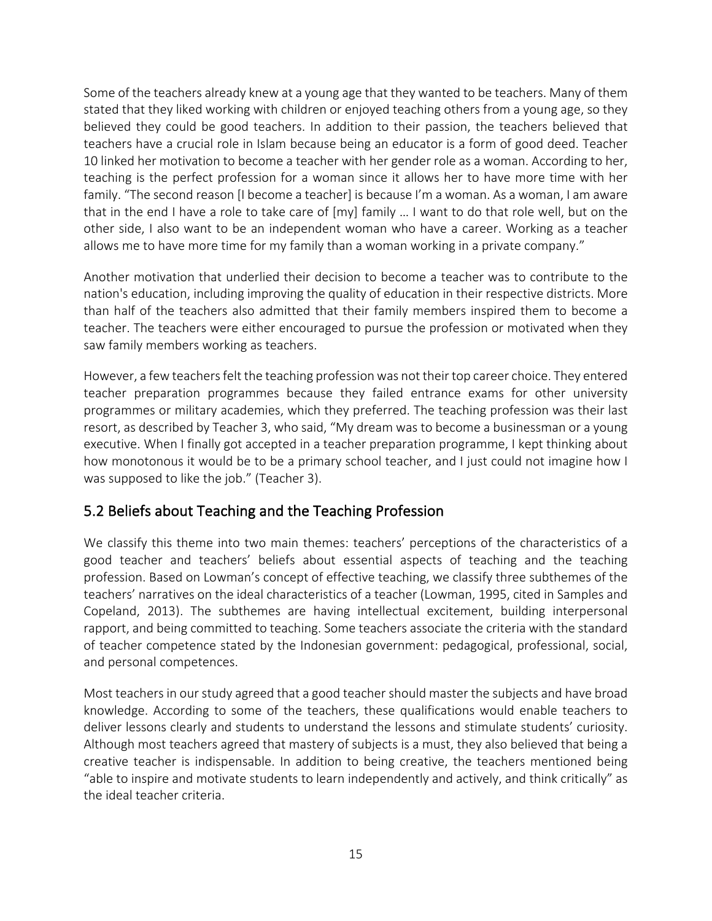Some of the teachers already knew at a young age that they wanted to be teachers. Many of them stated that they liked working with children or enjoyed teaching others from a young age, so they believed they could be good teachers. In addition to their passion, the teachers believed that teachers have a crucial role in Islam because being an educator is a form of good deed. Teacher 10 linked her motivation to become a teacher with her gender role as a woman. According to her, teaching is the perfect profession for a woman since it allows her to have more time with her family. "The second reason [I become a teacher] is because I'm a woman. As a woman, I am aware that in the end I have a role to take care of [my] family … I want to do that role well, but on the other side, I also want to be an independent woman who have a career. Working as a teacher allows me to have more time for my family than a woman working in a private company."

Another motivation that underlied their decision to become a teacher was to contribute to the nation's education, including improving the quality of education in their respective districts. More than half of the teachers also admitted that their family members inspired them to become a teacher. The teachers were either encouraged to pursue the profession or motivated when they saw family members working as teachers.

However, a few teachers felt the teaching profession was not their top career choice. They entered teacher preparation programmes because they failed entrance exams for other university programmes or military academies, which they preferred. The teaching profession was their last resort, as described by Teacher 3, who said, "My dream was to become a businessman or a young executive. When I finally got accepted in a teacher preparation programme, I kept thinking about how monotonous it would be to be a primary school teacher, and I just could not imagine how I was supposed to like the job." (Teacher 3).

## 5.2 Beliefs about Teaching and the Teaching Profession

We classify this theme into two main themes: teachers' perceptions of the characteristics of a good teacher and teachers' beliefs about essential aspects of teaching and the teaching profession. Based on Lowman's concept of effective teaching, we classify three subthemes of the teachers' narratives on the ideal characteristics of a teacher (Lowman, 1995, cited in Samples and Copeland, 2013). The subthemes are having intellectual excitement, building interpersonal rapport, and being committed to teaching. Some teachers associate the criteria with the standard of teacher competence stated by the Indonesian government: pedagogical, professional, social, and personal competences.

Most teachers in our study agreed that a good teacher should master the subjects and have broad knowledge. According to some of the teachers, these qualifications would enable teachers to deliver lessons clearly and students to understand the lessons and stimulate students' curiosity. Although most teachers agreed that mastery of subjects is a must, they also believed that being a creative teacher is indispensable. In addition to being creative, the teachers mentioned being "able to inspire and motivate students to learn independently and actively, and think critically" as the ideal teacher criteria.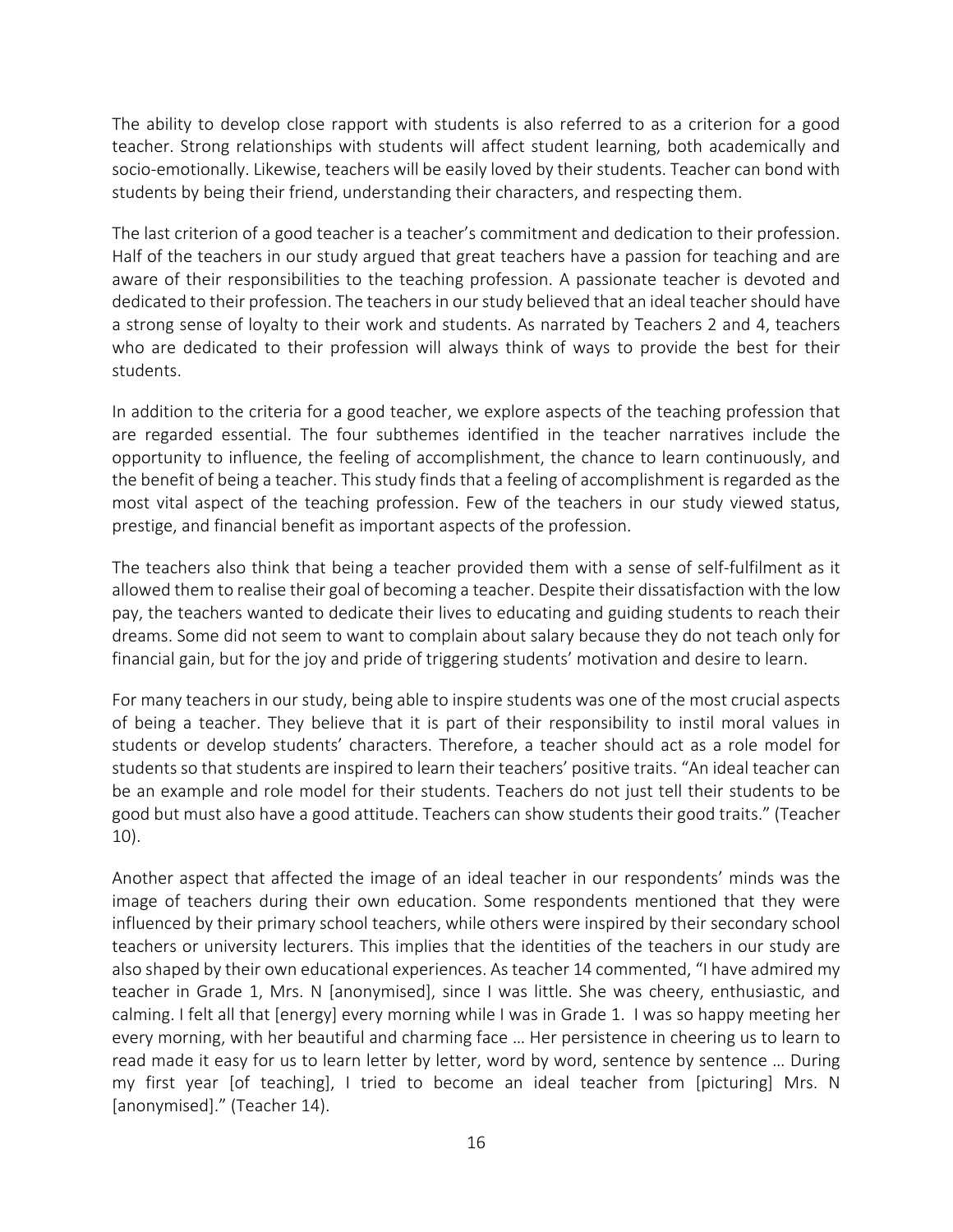The ability to develop close rapport with students is also referred to as a criterion for a good teacher. Strong relationships with students will affect student learning, both academically and socio-emotionally. Likewise, teachers will be easily loved by their students. Teacher can bond with students by being their friend, understanding their characters, and respecting them.

The last criterion of a good teacher is a teacher's commitment and dedication to their profession. Half of the teachers in our study argued that great teachers have a passion for teaching and are aware of their responsibilities to the teaching profession. A passionate teacher is devoted and dedicated to their profession. The teachers in our study believed that an ideal teacher should have a strong sense of loyalty to their work and students. As narrated by Teachers 2 and 4, teachers who are dedicated to their profession will always think of ways to provide the best for their students.

In addition to the criteria for a good teacher, we explore aspects of the teaching profession that are regarded essential. The four subthemes identified in the teacher narratives include the opportunity to influence, the feeling of accomplishment, the chance to learn continuously, and the benefit of being a teacher. This study finds that a feeling of accomplishment is regarded as the most vital aspect of the teaching profession. Few of the teachers in our study viewed status, prestige, and financial benefit as important aspects of the profession.

The teachers also think that being a teacher provided them with a sense of self-fulfilment as it allowed them to realise their goal of becoming a teacher. Despite their dissatisfaction with the low pay, the teachers wanted to dedicate their lives to educating and guiding students to reach their dreams. Some did not seem to want to complain about salary because they do not teach only for financial gain, but for the joy and pride of triggering students' motivation and desire to learn.

For many teachers in our study, being able to inspire students was one of the most crucial aspects of being a teacher. They believe that it is part of their responsibility to instil moral values in students or develop students' characters. Therefore, a teacher should act as a role model for students so that students are inspired to learn their teachers' positive traits. "An ideal teacher can be an example and role model for their students. Teachers do not just tell their students to be good but must also have a good attitude. Teachers can show students their good traits." (Teacher 10).

Another aspect that affected the image of an ideal teacher in our respondents' minds was the image of teachers during their own education. Some respondents mentioned that they were influenced by their primary school teachers, while others were inspired by their secondary school teachers or university lecturers. This implies that the identities of the teachers in our study are also shaped by their own educational experiences. As teacher 14 commented, "I have admired my teacher in Grade 1, Mrs. N [anonymised], since I was little. She was cheery, enthusiastic, and calming. I felt all that [energy] every morning while I was in Grade 1. I was so happy meeting her every morning, with her beautiful and charming face … Her persistence in cheering us to learn to read made it easy for us to learn letter by letter, word by word, sentence by sentence … During my first year [of teaching], I tried to become an ideal teacher from [picturing] Mrs. N [anonymised]." (Teacher 14).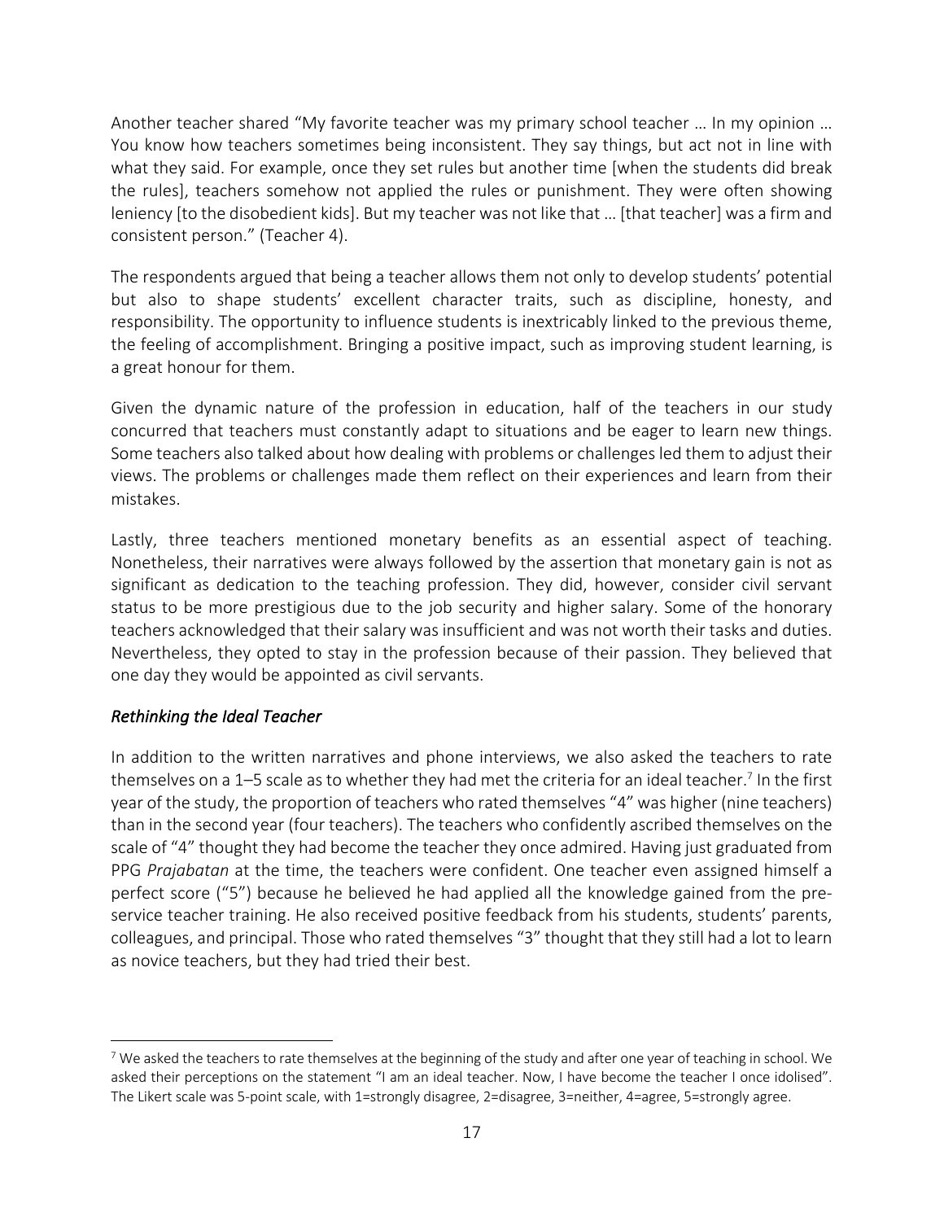Another teacher shared “My favorite teacher was my primary school teacher … In my opinion … You know how teachers sometimes being inconsistent. They say things, but act not in line with what they said. For example, once they set rules but another time [when the students did break the rules], teachers somehow not applied the rules or punishment. They were often showing leniency [to the disobedient kids]. But my teacher was not like that … [that teacher] was a firm and consistent person.” (Teacher 4).

The respondents argued that being a teacher allows them not only to develop students’ potential but also to shape students’ excellent character traits, such as discipline, honesty, and responsibility. The opportunity to influence students is inextricably linked to the previous theme, the feeling of accomplishment. Bringing a positive impact, such as improving student learning, is a great honour for them.

Given the dynamic nature of the profession in education, half of the teachers in our study concurred that teachers must constantly adapt to situations and be eager to learn new things. Some teachers also talked about how dealing with problems or challenges led them to adjust their views. The problems or challenges made them reflect on their experiences and learn from their mistakes.

Lastly, three teachers mentioned monetary benefits as an essential aspect of teaching. Nonetheless, their narratives were always followed by the assertion that monetary gain is not as significant as dedication to the teaching profession. They did, however, consider civil servant status to be more prestigious due to the job security and higher salary. Some of the honorary teachers acknowledged that their salary was insufficient and was not worth their tasks and duties. Nevertheless, they opted to stay in the profession because of their passion. They believed that one day they would be appointed as civil servants.

### *Rethinking the Ideal Teacher*

In addition to the written narratives and phone interviews, we also asked the teachers to rate themselves on a 1–5 scale as to whether they had met the criteria for an ideal teacher.[7] In the first year of the study, the proportion of teachers who rated themselves “4” was higher (nine teachers) than in the second year (four teachers). The teachers who confidently ascribed themselves on the scale of “4” thought they had become the teacher they once admired. Having just graduated from PPG *Prajabatan* at the time, the teachers were confident. One teacher even assigned himself a perfect score (“5”) because he believed he had applied all the knowledge gained from the pre-service teacher training. He also received positive feedback from his students, students’ parents, colleagues, and principal. Those who rated themselves “3” thought that they still had a lot to learn as novice teachers, but they had tried their best.

[7] We asked the teachers to rate themselves at the beginning of the study and after one year of teaching in school. We asked their perceptions on the statement “I am an ideal teacher. Now, I have become the teacher I once idolised”. The Likert scale was 5-point scale, with 1=strongly disagree, 2=disagree, 3=neither, 4=agree, 5=strongly agree.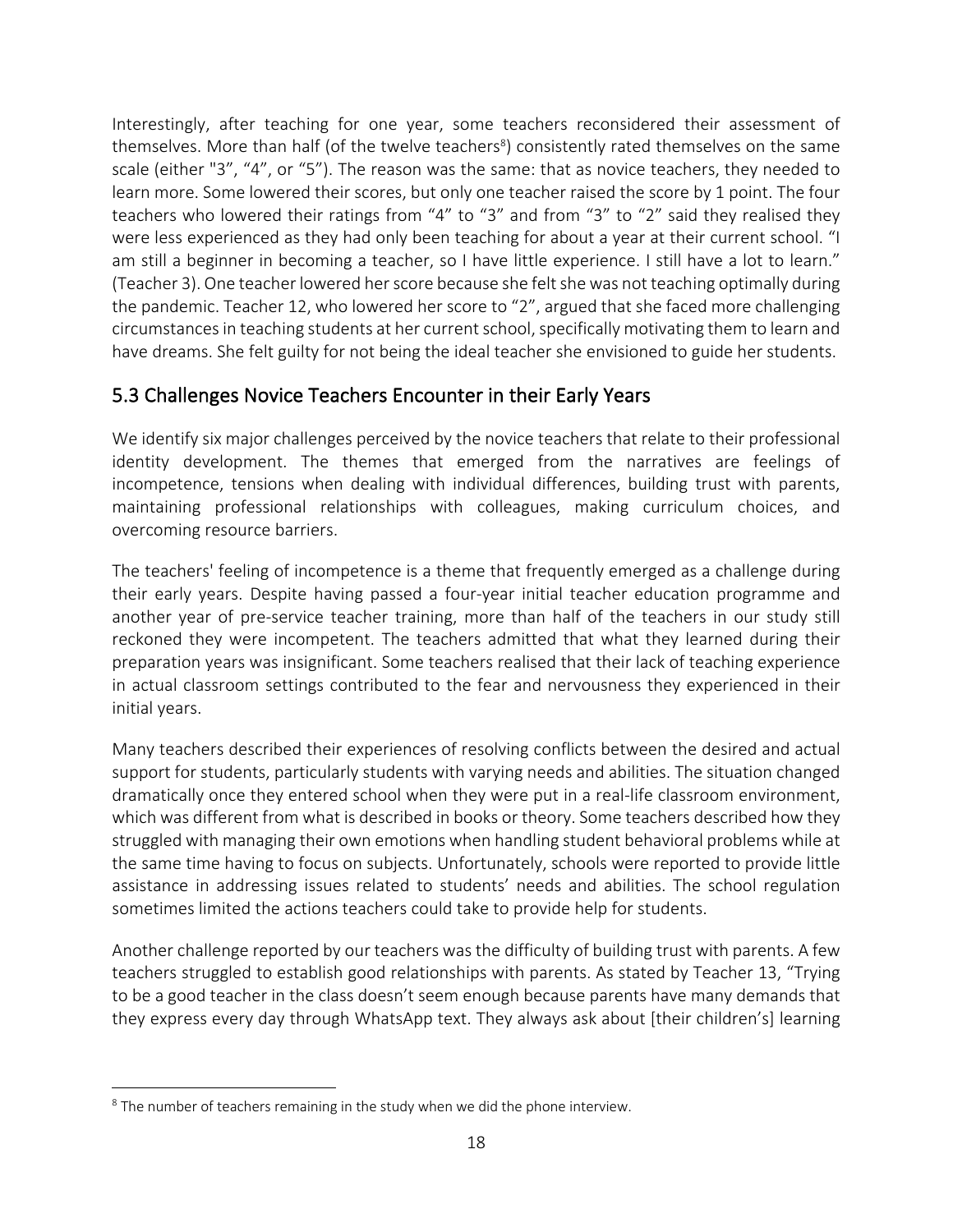Interestingly, after teaching for one year, some teachers reconsidered their assessment of themselves. More than half (of the twelve teachers[8]) consistently rated themselves on the same scale (either "3", "4", or "5"). The reason was the same: that as novice teachers, they needed to learn more. Some lowered their scores, but only one teacher raised the score by 1 point. The four teachers who lowered their ratings from "4" to "3" and from "3" to "2" said they realised they were less experienced as they had only been teaching for about a year at their current school. "I am still a beginner in becoming a teacher, so I have little experience. I still have a lot to learn." (Teacher 3). One teacher lowered her score because she felt she was not teaching optimally during the pandemic. Teacher 12, who lowered her score to "2", argued that she faced more challenging circumstances in teaching students at her current school, specifically motivating them to learn and have dreams. She felt guilty for not being the ideal teacher she envisioned to guide her students.

## 5.3 Challenges Novice Teachers Encounter in their Early Years

We identify six major challenges perceived by the novice teachers that relate to their professional identity development. The themes that emerged from the narratives are feelings of incompetence, tensions when dealing with individual differences, building trust with parents, maintaining professional relationships with colleagues, making curriculum choices, and overcoming resource barriers.

The teachers' feeling of incompetence is a theme that frequently emerged as a challenge during their early years. Despite having passed a four-year initial teacher education programme and another year of pre-service teacher training, more than half of the teachers in our study still reckoned they were incompetent. The teachers admitted that what they learned during their preparation years was insignificant. Some teachers realised that their lack of teaching experience in actual classroom settings contributed to the fear and nervousness they experienced in their initial years.

Many teachers described their experiences of resolving conflicts between the desired and actual support for students, particularly students with varying needs and abilities. The situation changed dramatically once they entered school when they were put in a real-life classroom environment, which was different from what is described in books or theory. Some teachers described how they struggled with managing their own emotions when handling student behavioral problems while at the same time having to focus on subjects. Unfortunately, schools were reported to provide little assistance in addressing issues related to students' needs and abilities. The school regulation sometimes limited the actions teachers could take to provide help for students.

Another challenge reported by our teachers was the difficulty of building trust with parents. A few teachers struggled to establish good relationships with parents. As stated by Teacher 13, "Trying to be a good teacher in the class doesn't seem enough because parents have many demands that they express every day through WhatsApp text. They always ask about [their children's] learning

[8] The number of teachers remaining in the study when we did the phone interview.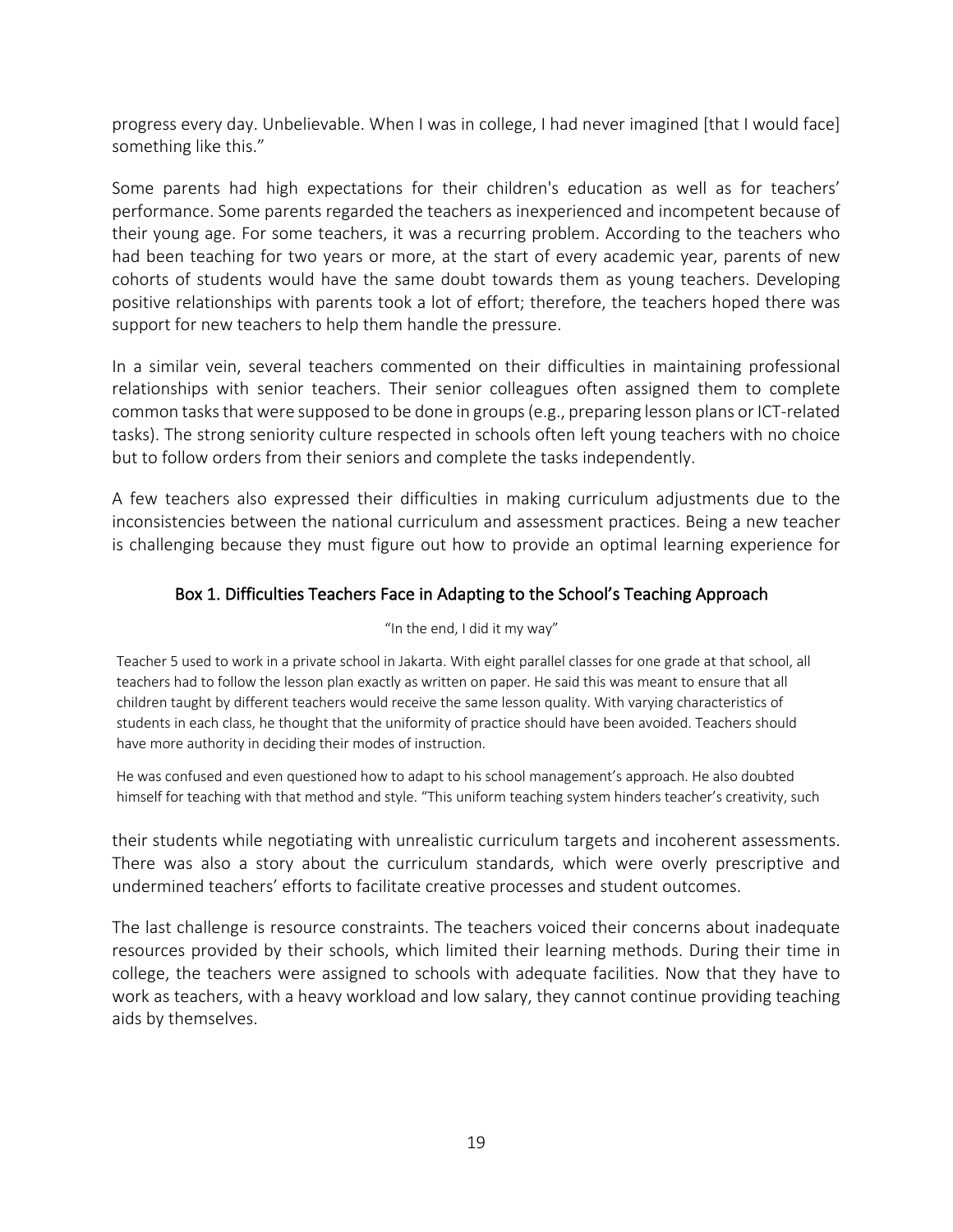progress every day. Unbelievable. When I was in college, I had never imagined [that I would face] something like this."

Some parents had high expectations for their children's education as well as for teachers' performance. Some parents regarded the teachers as inexperienced and incompetent because of their young age. For some teachers, it was a recurring problem. According to the teachers who had been teaching for two years or more, at the start of every academic year, parents of new cohorts of students would have the same doubt towards them as young teachers. Developing positive relationships with parents took a lot of effort; therefore, the teachers hoped there was support for new teachers to help them handle the pressure.

In a similar vein, several teachers commented on their difficulties in maintaining professional relationships with senior teachers. Their senior colleagues often assigned them to complete common tasks that were supposed to be done in groups (e.g., preparing lesson plans or ICT-related tasks). The strong seniority culture respected in schools often left young teachers with no choice but to follow orders from their seniors and complete the tasks independently.

A few teachers also expressed their difficulties in making curriculum adjustments due to the inconsistencies between the national curriculum and assessment practices. Being a new teacher is challenging because they must figure out how to provide an optimal learning experience for their students while negotiating with unrealistic curriculum targets and incoherent assessments. There was also a story about the curriculum standards, which were overly prescriptive and undermined teachers' efforts to facilitate creative processes and student outcomes.

### Box 1. Difficulties Teachers Face in Adapting to the School's Teaching Approach

"In the end, I did it my way"

Teacher 5 used to work in a private school in Jakarta. With eight parallel classes for one grade at that school, all teachers had to follow the lesson plan exactly as written on paper. He said this was meant to ensure that all children taught by different teachers would receive the same lesson quality. With varying characteristics of students in each class, he thought that the uniformity of practice should have been avoided. Teachers should have more authority in deciding their modes of instruction.

He was confused and even questioned how to adapt to his school management's approach. He also doubted himself for teaching with that method and style. "This uniform teaching system hinders teacher's creativity, such

The last challenge is resource constraints. The teachers voiced their concerns about inadequate resources provided by their schools, which limited their learning methods. During their time in college, the teachers were assigned to schools with adequate facilities. Now that they have to work as teachers, with a heavy workload and low salary, they cannot continue providing teaching aids by themselves.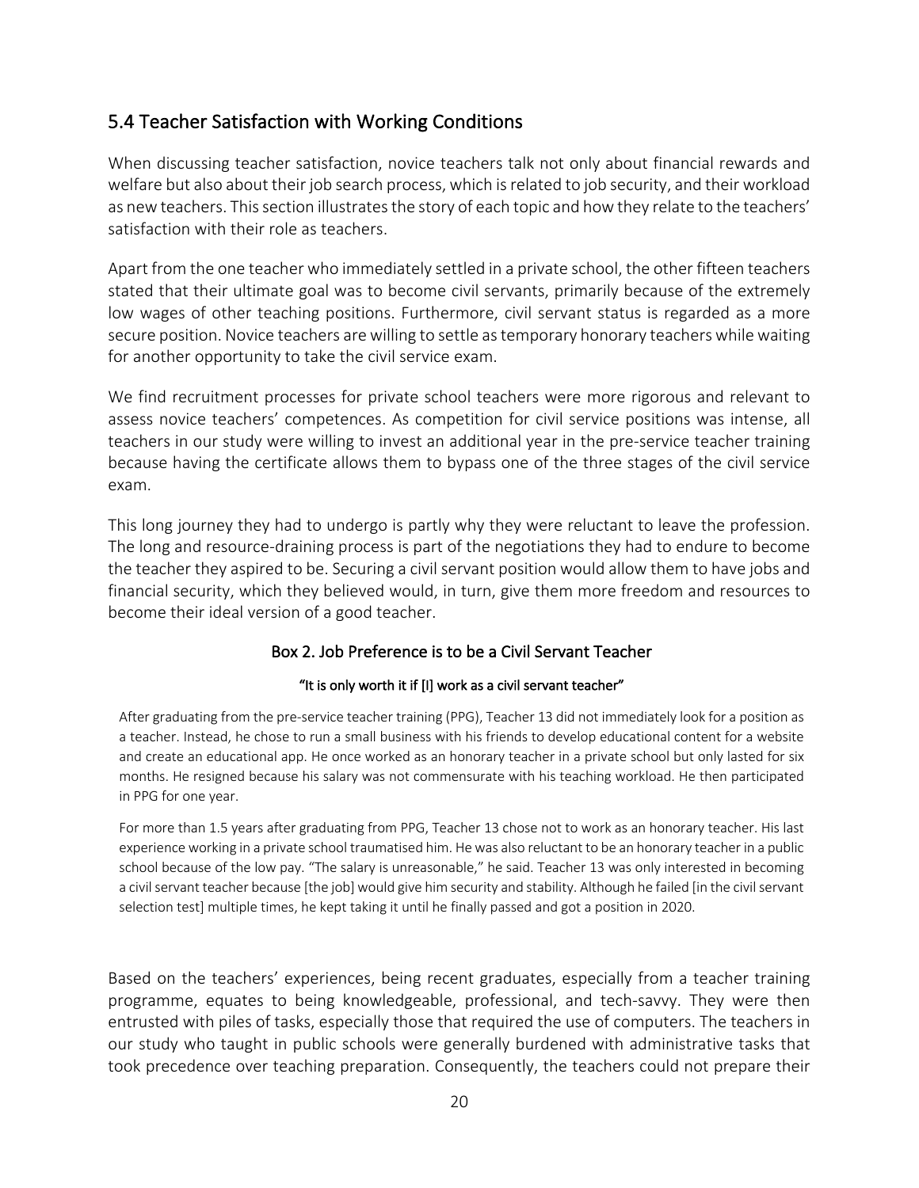## 5.4 Teacher Satisfaction with Working Conditions

When discussing teacher satisfaction, novice teachers talk not only about financial rewards and welfare but also about their job search process, which is related to job security, and their workload as new teachers. This section illustrates the story of each topic and how they relate to the teachers' satisfaction with their role as teachers.

Apart from the one teacher who immediately settled in a private school, the other fifteen teachers stated that their ultimate goal was to become civil servants, primarily because of the extremely low wages of other teaching positions. Furthermore, civil servant status is regarded as a more secure position. Novice teachers are willing to settle as temporary honorary teachers while waiting for another opportunity to take the civil service exam.

We find recruitment processes for private school teachers were more rigorous and relevant to assess novice teachers' competences. As competition for civil service positions was intense, all teachers in our study were willing to invest an additional year in the pre-service teacher training because having the certificate allows them to bypass one of the three stages of the civil service exam.

This long journey they had to undergo is partly why they were reluctant to leave the profession. The long and resource-draining process is part of the negotiations they had to endure to become the teacher they aspired to be. Securing a civil servant position would allow them to have jobs and financial security, which they believed would, in turn, give them more freedom and resources to become their ideal version of a good teacher.

### Box 2. Job Preference is to be a Civil Servant Teacher

**"It is only worth it if [I] work as a civil servant teacher"**

After graduating from the pre-service teacher training (PPG), Teacher 13 did not immediately look for a position as a teacher. Instead, he chose to run a small business with his friends to develop educational content for a website and create an educational app. He once worked as an honorary teacher in a private school but only lasted for six months. He resigned because his salary was not commensurate with his teaching workload. He then participated in PPG for one year.

For more than 1.5 years after graduating from PPG, Teacher 13 chose not to work as an honorary teacher. His last experience working in a private school traumatised him. He was also reluctant to be an honorary teacher in a public school because of the low pay. "The salary is unreasonable," he said. Teacher 13 was only interested in becoming a civil servant teacher because [the job] would give him security and stability. Although he failed [in the civil servant selection test] multiple times, he kept taking it until he finally passed and got a position in 2020.

Based on the teachers' experiences, being recent graduates, especially from a teacher training programme, equates to being knowledgeable, professional, and tech-savvy. They were then entrusted with piles of tasks, especially those that required the use of computers. The teachers in our study who taught in public schools were generally burdened with administrative tasks that took precedence over teaching preparation. Consequently, the teachers could not prepare their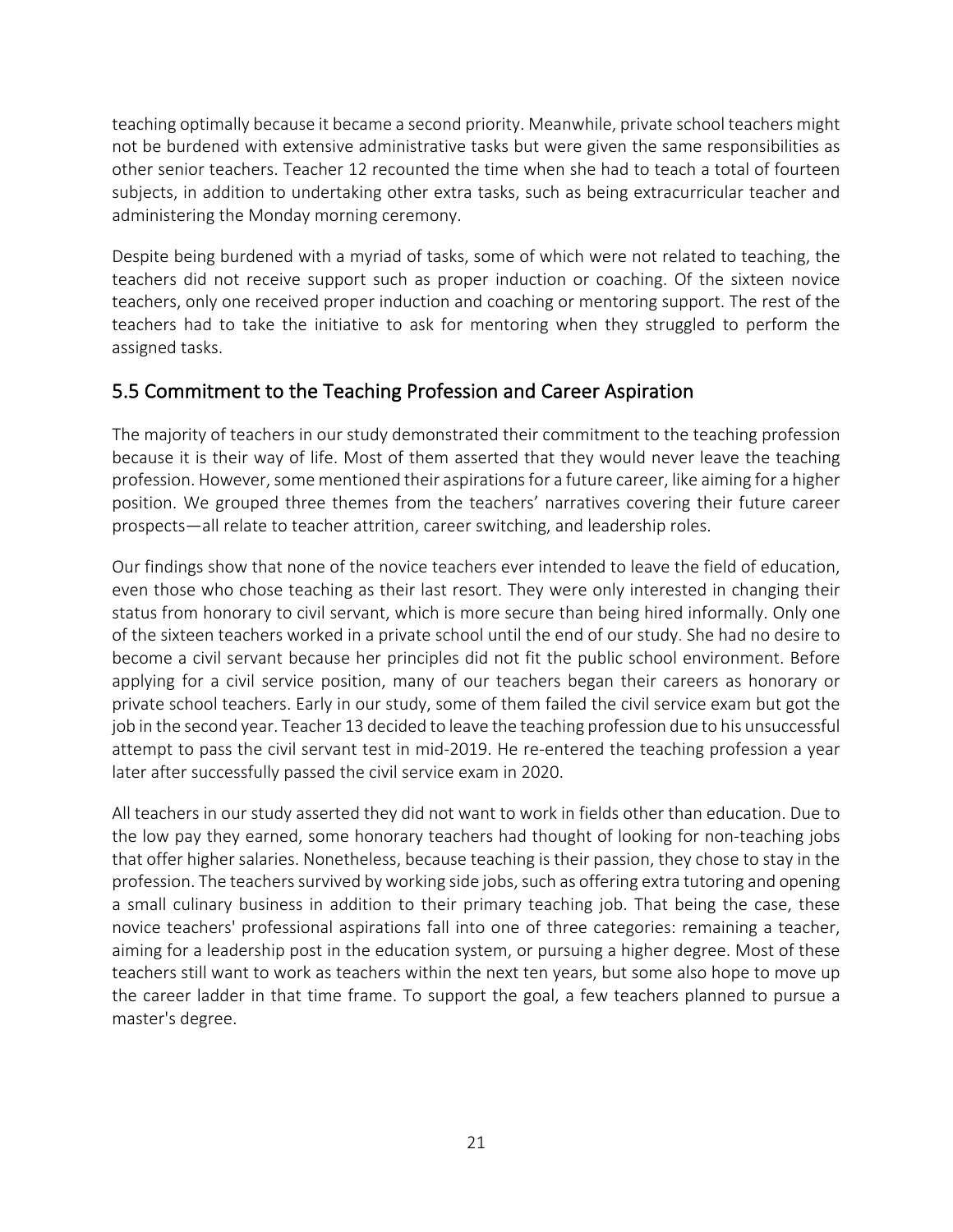teaching optimally because it became a second priority. Meanwhile, private school teachers might not be burdened with extensive administrative tasks but were given the same responsibilities as other senior teachers. Teacher 12 recounted the time when she had to teach a total of fourteen subjects, in addition to undertaking other extra tasks, such as being extracurricular teacher and administering the Monday morning ceremony.

Despite being burdened with a myriad of tasks, some of which were not related to teaching, the teachers did not receive support such as proper induction or coaching. Of the sixteen novice teachers, only one received proper induction and coaching or mentoring support. The rest of the teachers had to take the initiative to ask for mentoring when they struggled to perform the assigned tasks.

## 5.5 Commitment to the Teaching Profession and Career Aspiration

The majority of teachers in our study demonstrated their commitment to the teaching profession because it is their way of life. Most of them asserted that they would never leave the teaching profession. However, some mentioned their aspirations for a future career, like aiming for a higher position. We grouped three themes from the teachers' narratives covering their future career prospects—all relate to teacher attrition, career switching, and leadership roles.

Our findings show that none of the novice teachers ever intended to leave the field of education, even those who chose teaching as their last resort. They were only interested in changing their status from honorary to civil servant, which is more secure than being hired informally. Only one of the sixteen teachers worked in a private school until the end of our study. She had no desire to become a civil servant because her principles did not fit the public school environment. Before applying for a civil service position, many of our teachers began their careers as honorary or private school teachers. Early in our study, some of them failed the civil service exam but got the job in the second year. Teacher 13 decided to leave the teaching profession due to his unsuccessful attempt to pass the civil servant test in mid-2019. He re-entered the teaching profession a year later after successfully passed the civil service exam in 2020.

All teachers in our study asserted they did not want to work in fields other than education. Due to the low pay they earned, some honorary teachers had thought of looking for non-teaching jobs that offer higher salaries. Nonetheless, because teaching is their passion, they chose to stay in the profession. The teachers survived by working side jobs, such as offering extra tutoring and opening a small culinary business in addition to their primary teaching job. That being the case, these novice teachers' professional aspirations fall into one of three categories: remaining a teacher, aiming for a leadership post in the education system, or pursuing a higher degree. Most of these teachers still want to work as teachers within the next ten years, but some also hope to move up the career ladder in that time frame. To support the goal, a few teachers planned to pursue a master's degree.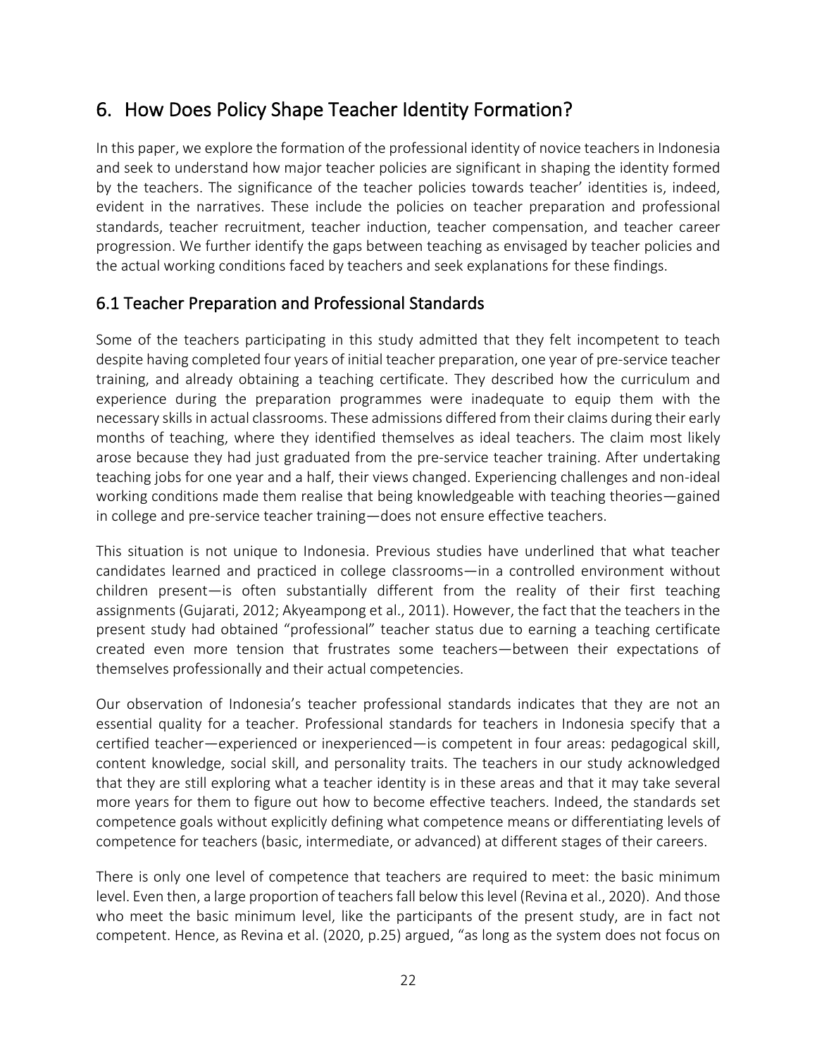## 6. How Does Policy Shape Teacher Identity Formation?

In this paper, we explore the formation of the professional identity of novice teachers in Indonesia and seek to understand how major teacher policies are significant in shaping the identity formed by the teachers. The significance of the teacher policies towards teacher' identities is, indeed, evident in the narratives. These include the policies on teacher preparation and professional standards, teacher recruitment, teacher induction, teacher compensation, and teacher career progression. We further identify the gaps between teaching as envisaged by teacher policies and the actual working conditions faced by teachers and seek explanations for these findings.

### 6.1 Teacher Preparation and Professional Standards

Some of the teachers participating in this study admitted that they felt incompetent to teach despite having completed four years of initial teacher preparation, one year of pre-service teacher training, and already obtaining a teaching certificate. They described how the curriculum and experience during the preparation programmes were inadequate to equip them with the necessary skills in actual classrooms. These admissions differed from their claims during their early months of teaching, where they identified themselves as ideal teachers. The claim most likely arose because they had just graduated from the pre-service teacher training. After undertaking teaching jobs for one year and a half, their views changed. Experiencing challenges and non-ideal working conditions made them realise that being knowledgeable with teaching theories—gained in college and pre-service teacher training—does not ensure effective teachers.

This situation is not unique to Indonesia. Previous studies have underlined that what teacher candidates learned and practiced in college classrooms—in a controlled environment without children present—is often substantially different from the reality of their first teaching assignments (Gujarati, 2012; Akyeampong et al., 2011). However, the fact that the teachers in the present study had obtained "professional" teacher status due to earning a teaching certificate created even more tension that frustrates some teachers—between their expectations of themselves professionally and their actual competencies.

Our observation of Indonesia's teacher professional standards indicates that they are not an essential quality for a teacher. Professional standards for teachers in Indonesia specify that a certified teacher—experienced or inexperienced—is competent in four areas: pedagogical skill, content knowledge, social skill, and personality traits. The teachers in our study acknowledged that they are still exploring what a teacher identity is in these areas and that it may take several more years for them to figure out how to become effective teachers. Indeed, the standards set competence goals without explicitly defining what competence means or differentiating levels of competence for teachers (basic, intermediate, or advanced) at different stages of their careers.

There is only one level of competence that teachers are required to meet: the basic minimum level. Even then, a large proportion of teachers fall below this level (Revina et al., 2020). And those who meet the basic minimum level, like the participants of the present study, are in fact not competent. Hence, as Revina et al. (2020, p.25) argued, "as long as the system does not focus on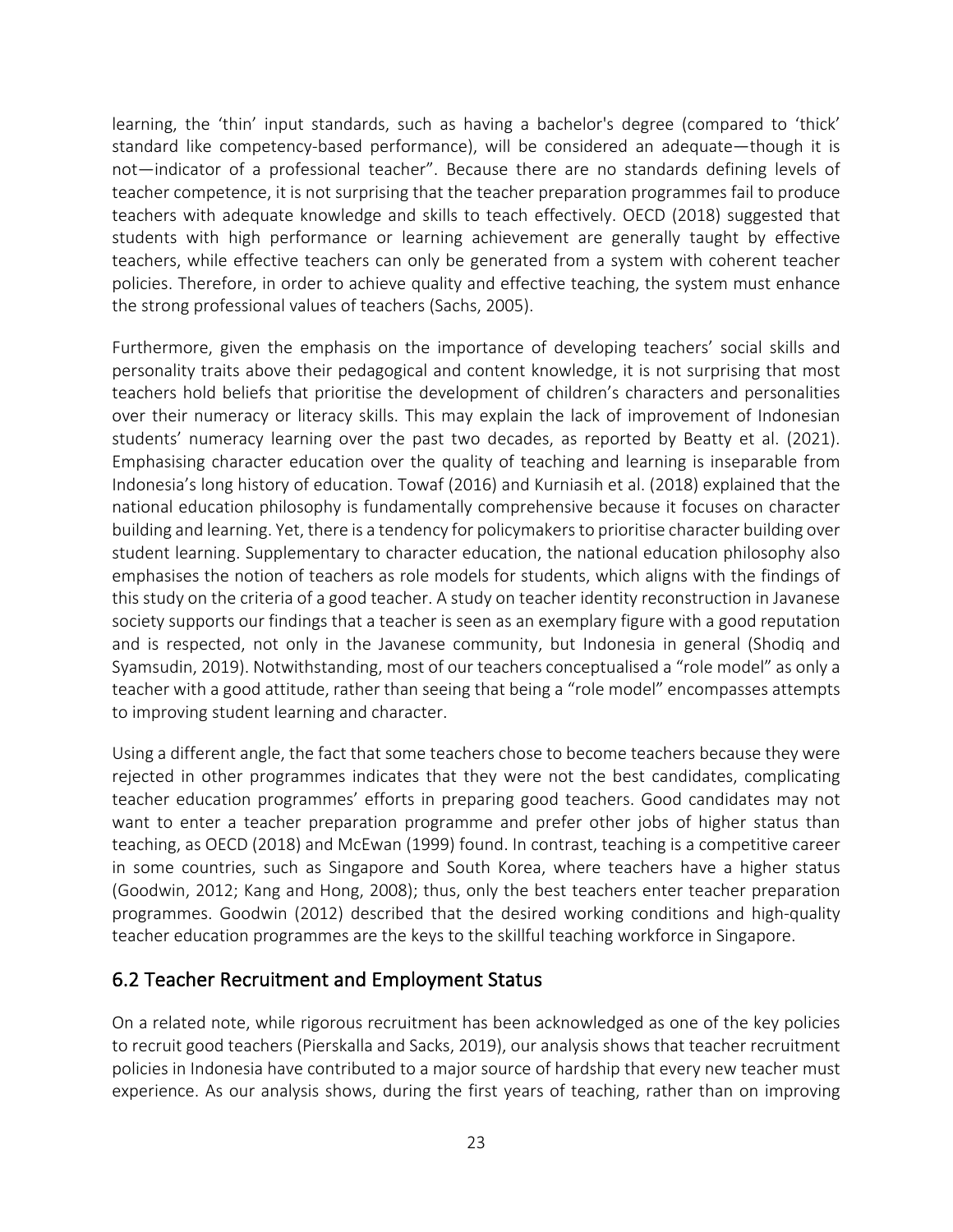learning, the 'thin' input standards, such as having a bachelor's degree (compared to 'thick' standard like competency-based performance), will be considered an adequate—though it is not—indicator of a professional teacher". Because there are no standards defining levels of teacher competence, it is not surprising that the teacher preparation programmes fail to produce teachers with adequate knowledge and skills to teach effectively. OECD (2018) suggested that students with high performance or learning achievement are generally taught by effective teachers, while effective teachers can only be generated from a system with coherent teacher policies. Therefore, in order to achieve quality and effective teaching, the system must enhance the strong professional values of teachers (Sachs, 2005).

Furthermore, given the emphasis on the importance of developing teachers' social skills and personality traits above their pedagogical and content knowledge, it is not surprising that most teachers hold beliefs that prioritise the development of children's characters and personalities over their numeracy or literacy skills. This may explain the lack of improvement of Indonesian students' numeracy learning over the past two decades, as reported by Beatty et al. (2021). Emphasising character education over the quality of teaching and learning is inseparable from Indonesia's long history of education. Towaf (2016) and Kurniasih et al. (2018) explained that the national education philosophy is fundamentally comprehensive because it focuses on character building and learning. Yet, there is a tendency for policymakers to prioritise character building over student learning. Supplementary to character education, the national education philosophy also emphasises the notion of teachers as role models for students, which aligns with the findings of this study on the criteria of a good teacher. A study on teacher identity reconstruction in Javanese society supports our findings that a teacher is seen as an exemplary figure with a good reputation and is respected, not only in the Javanese community, but Indonesia in general (Shodiq and Syamsudin, 2019). Notwithstanding, most of our teachers conceptualised a "role model" as only a teacher with a good attitude, rather than seeing that being a "role model" encompasses attempts to improving student learning and character.

Using a different angle, the fact that some teachers chose to become teachers because they were rejected in other programmes indicates that they were not the best candidates, complicating teacher education programmes' efforts in preparing good teachers. Good candidates may not want to enter a teacher preparation programme and prefer other jobs of higher status than teaching, as OECD (2018) and McEwan (1999) found. In contrast, teaching is a competitive career in some countries, such as Singapore and South Korea, where teachers have a higher status (Goodwin, 2012; Kang and Hong, 2008); thus, only the best teachers enter teacher preparation programmes. Goodwin (2012) described that the desired working conditions and high-quality teacher education programmes are the keys to the skillful teaching workforce in Singapore.

## 6.2 Teacher Recruitment and Employment Status

On a related note, while rigorous recruitment has been acknowledged as one of the key policies to recruit good teachers (Pierskalla and Sacks, 2019), our analysis shows that teacher recruitment policies in Indonesia have contributed to a major source of hardship that every new teacher must experience. As our analysis shows, during the first years of teaching, rather than on improving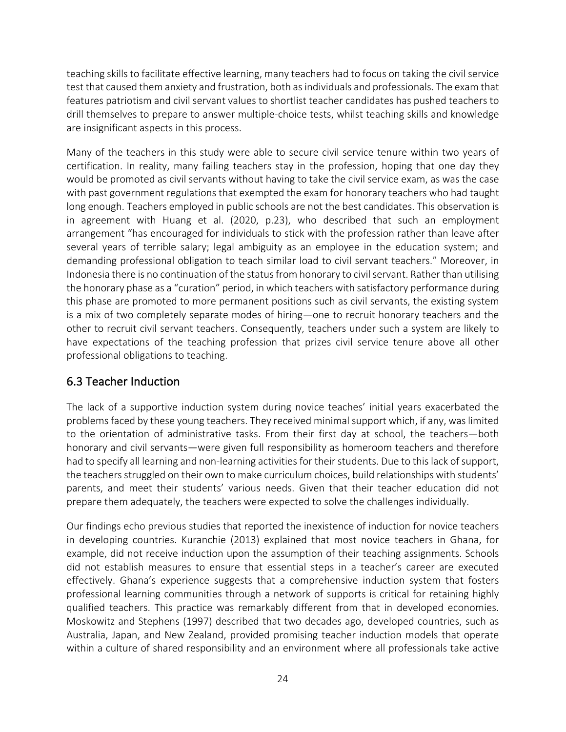teaching skills to facilitate effective learning, many teachers had to focus on taking the civil service test that caused them anxiety and frustration, both as individuals and professionals. The exam that features patriotism and civil servant values to shortlist teacher candidates has pushed teachers to drill themselves to prepare to answer multiple-choice tests, whilst teaching skills and knowledge are insignificant aspects in this process.

Many of the teachers in this study were able to secure civil service tenure within two years of certification. In reality, many failing teachers stay in the profession, hoping that one day they would be promoted as civil servants without having to take the civil service exam, as was the case with past government regulations that exempted the exam for honorary teachers who had taught long enough. Teachers employed in public schools are not the best candidates. This observation is in agreement with Huang et al. (2020, p.23), who described that such an employment arrangement "has encouraged for individuals to stick with the profession rather than leave after several years of terrible salary; legal ambiguity as an employee in the education system; and demanding professional obligation to teach similar load to civil servant teachers." Moreover, in Indonesia there is no continuation of the status from honorary to civil servant. Rather than utilising the honorary phase as a "curation" period, in which teachers with satisfactory performance during this phase are promoted to more permanent positions such as civil servants, the existing system is a mix of two completely separate modes of hiring—one to recruit honorary teachers and the other to recruit civil servant teachers. Consequently, teachers under such a system are likely to have expectations of the teaching profession that prizes civil service tenure above all other professional obligations to teaching.

## 6.3 Teacher Induction

The lack of a supportive induction system during novice teaches' initial years exacerbated the problems faced by these young teachers. They received minimal support which, if any, was limited to the orientation of administrative tasks. From their first day at school, the teachers—both honorary and civil servants—were given full responsibility as homeroom teachers and therefore had to specify all learning and non-learning activities for their students. Due to this lack of support, the teachers struggled on their own to make curriculum choices, build relationships with students' parents, and meet their students' various needs. Given that their teacher education did not prepare them adequately, the teachers were expected to solve the challenges individually.

Our findings echo previous studies that reported the inexistence of induction for novice teachers in developing countries. Kuranchie (2013) explained that most novice teachers in Ghana, for example, did not receive induction upon the assumption of their teaching assignments. Schools did not establish measures to ensure that essential steps in a teacher's career are executed effectively. Ghana's experience suggests that a comprehensive induction system that fosters professional learning communities through a network of supports is critical for retaining highly qualified teachers. This practice was remarkably different from that in developed economies. Moskowitz and Stephens (1997) described that two decades ago, developed countries, such as Australia, Japan, and New Zealand, provided promising teacher induction models that operate within a culture of shared responsibility and an environment where all professionals take active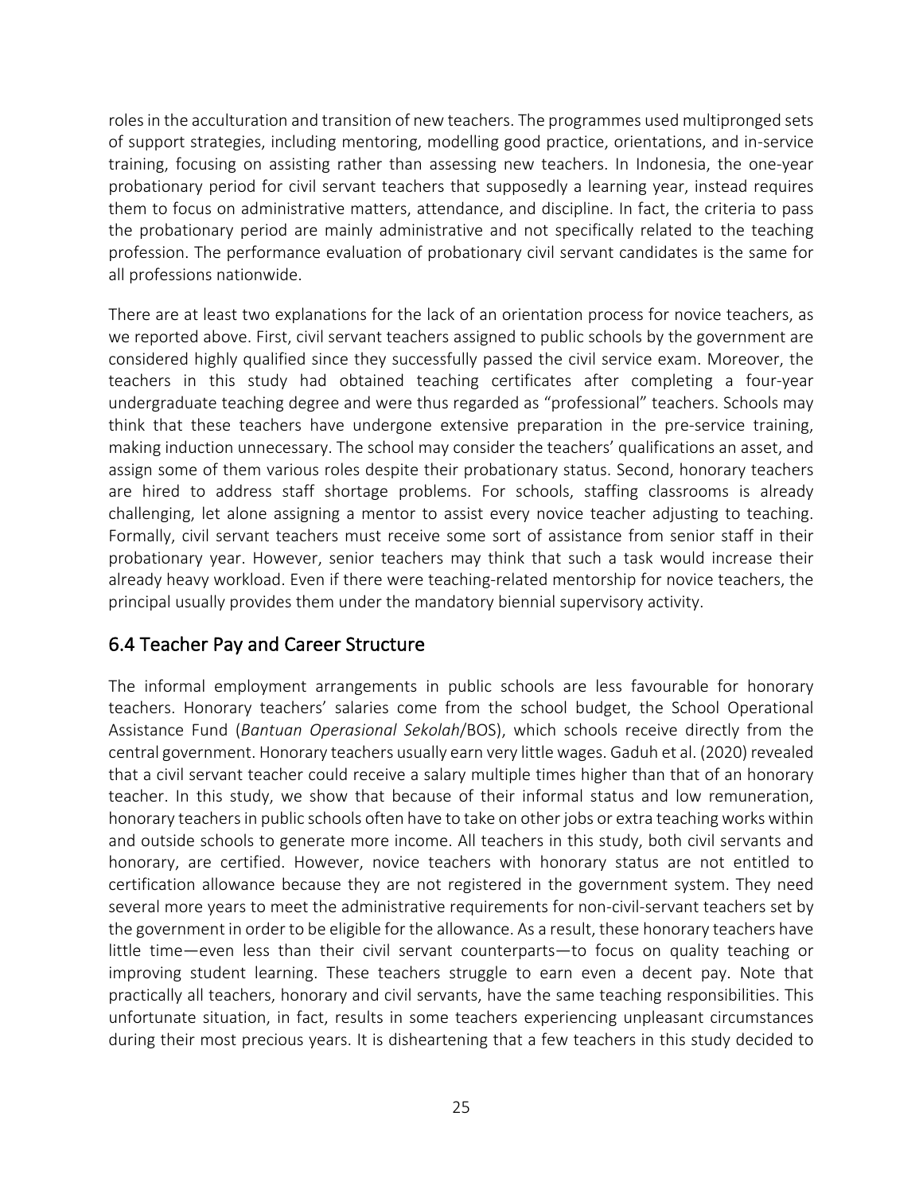roles in the acculturation and transition of new teachers. The programmes used multipronged sets of support strategies, including mentoring, modelling good practice, orientations, and in-service training, focusing on assisting rather than assessing new teachers. In Indonesia, the one-year probationary period for civil servant teachers that supposedly a learning year, instead requires them to focus on administrative matters, attendance, and discipline. In fact, the criteria to pass the probationary period are mainly administrative and not specifically related to the teaching profession. The performance evaluation of probationary civil servant candidates is the same for all professions nationwide.

There are at least two explanations for the lack of an orientation process for novice teachers, as we reported above. First, civil servant teachers assigned to public schools by the government are considered highly qualified since they successfully passed the civil service exam. Moreover, the teachers in this study had obtained teaching certificates after completing a four-year undergraduate teaching degree and were thus regarded as "professional" teachers. Schools may think that these teachers have undergone extensive preparation in the pre-service training, making induction unnecessary. The school may consider the teachers' qualifications an asset, and assign some of them various roles despite their probationary status. Second, honorary teachers are hired to address staff shortage problems. For schools, staffing classrooms is already challenging, let alone assigning a mentor to assist every novice teacher adjusting to teaching. Formally, civil servant teachers must receive some sort of assistance from senior staff in their probationary year. However, senior teachers may think that such a task would increase their already heavy workload. Even if there were teaching-related mentorship for novice teachers, the principal usually provides them under the mandatory biennial supervisory activity.

## 6.4 Teacher Pay and Career Structure

The informal employment arrangements in public schools are less favourable for honorary teachers. Honorary teachers' salaries come from the school budget, the School Operational Assistance Fund (*Bantuan Operasional Sekolah*/BOS), which schools receive directly from the central government. Honorary teachers usually earn very little wages. Gaduh et al. (2020) revealed that a civil servant teacher could receive a salary multiple times higher than that of an honorary teacher. In this study, we show that because of their informal status and low remuneration, honorary teachers in public schools often have to take on other jobs or extra teaching works within and outside schools to generate more income. All teachers in this study, both civil servants and honorary, are certified. However, novice teachers with honorary status are not entitled to certification allowance because they are not registered in the government system. They need several more years to meet the administrative requirements for non-civil-servant teachers set by the government in order to be eligible for the allowance. As a result, these honorary teachers have little time—even less than their civil servant counterparts—to focus on quality teaching or improving student learning. These teachers struggle to earn even a decent pay. Note that practically all teachers, honorary and civil servants, have the same teaching responsibilities. This unfortunate situation, in fact, results in some teachers experiencing unpleasant circumstances during their most precious years. It is disheartening that a few teachers in this study decided to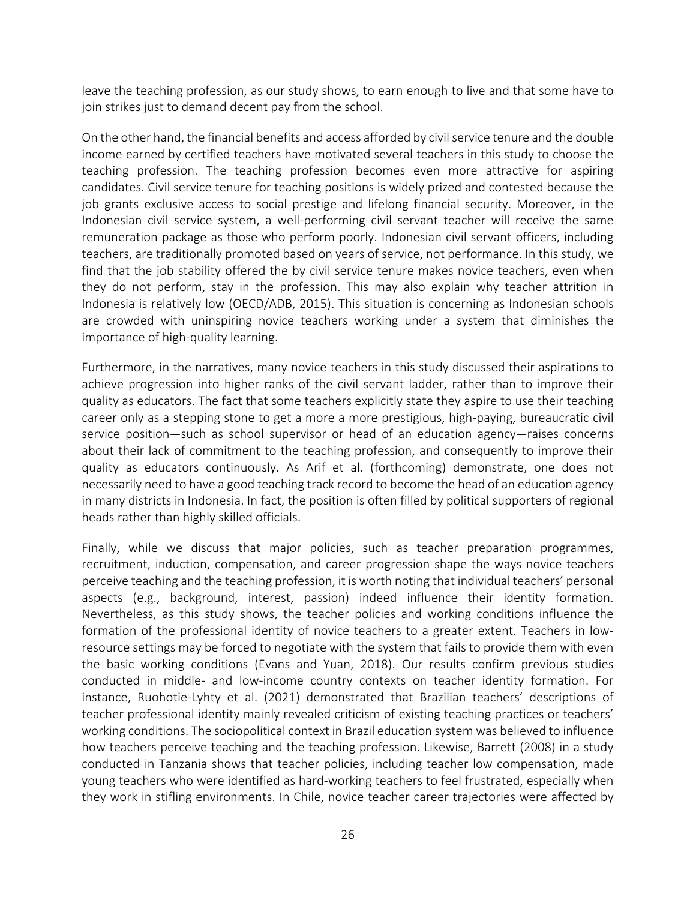leave the teaching profession, as our study shows, to earn enough to live and that some have to join strikes just to demand decent pay from the school.

On the other hand, the financial benefits and access afforded by civil service tenure and the double income earned by certified teachers have motivated several teachers in this study to choose the teaching profession. The teaching profession becomes even more attractive for aspiring candidates. Civil service tenure for teaching positions is widely prized and contested because the job grants exclusive access to social prestige and lifelong financial security. Moreover, in the Indonesian civil service system, a well-performing civil servant teacher will receive the same remuneration package as those who perform poorly. Indonesian civil servant officers, including teachers, are traditionally promoted based on years of service, not performance. In this study, we find that the job stability offered the by civil service tenure makes novice teachers, even when they do not perform, stay in the profession. This may also explain why teacher attrition in Indonesia is relatively low (OECD/ADB, 2015). This situation is concerning as Indonesian schools are crowded with uninspiring novice teachers working under a system that diminishes the importance of high-quality learning.

Furthermore, in the narratives, many novice teachers in this study discussed their aspirations to achieve progression into higher ranks of the civil servant ladder, rather than to improve their quality as educators. The fact that some teachers explicitly state they aspire to use their teaching career only as a stepping stone to get a more a more prestigious, high-paying, bureaucratic civil service position—such as school supervisor or head of an education agency—raises concerns about their lack of commitment to the teaching profession, and consequently to improve their quality as educators continuously. As Arif et al. (forthcoming) demonstrate, one does not necessarily need to have a good teaching track record to become the head of an education agency in many districts in Indonesia. In fact, the position is often filled by political supporters of regional heads rather than highly skilled officials.

Finally, while we discuss that major policies, such as teacher preparation programmes, recruitment, induction, compensation, and career progression shape the ways novice teachers perceive teaching and the teaching profession, it is worth noting that individual teachers' personal aspects (e.g., background, interest, passion) indeed influence their identity formation. Nevertheless, as this study shows, the teacher policies and working conditions influence the formation of the professional identity of novice teachers to a greater extent. Teachers in low-resource settings may be forced to negotiate with the system that fails to provide them with even the basic working conditions (Evans and Yuan, 2018). Our results confirm previous studies conducted in middle- and low-income country contexts on teacher identity formation. For instance, Ruohotie-Lyhty et al. (2021) demonstrated that Brazilian teachers' descriptions of teacher professional identity mainly revealed criticism of existing teaching practices or teachers' working conditions. The sociopolitical context in Brazil education system was believed to influence how teachers perceive teaching and the teaching profession. Likewise, Barrett (2008) in a study conducted in Tanzania shows that teacher policies, including teacher low compensation, made young teachers who were identified as hard-working teachers to feel frustrated, especially when they work in stifling environments. In Chile, novice teacher career trajectories were affected by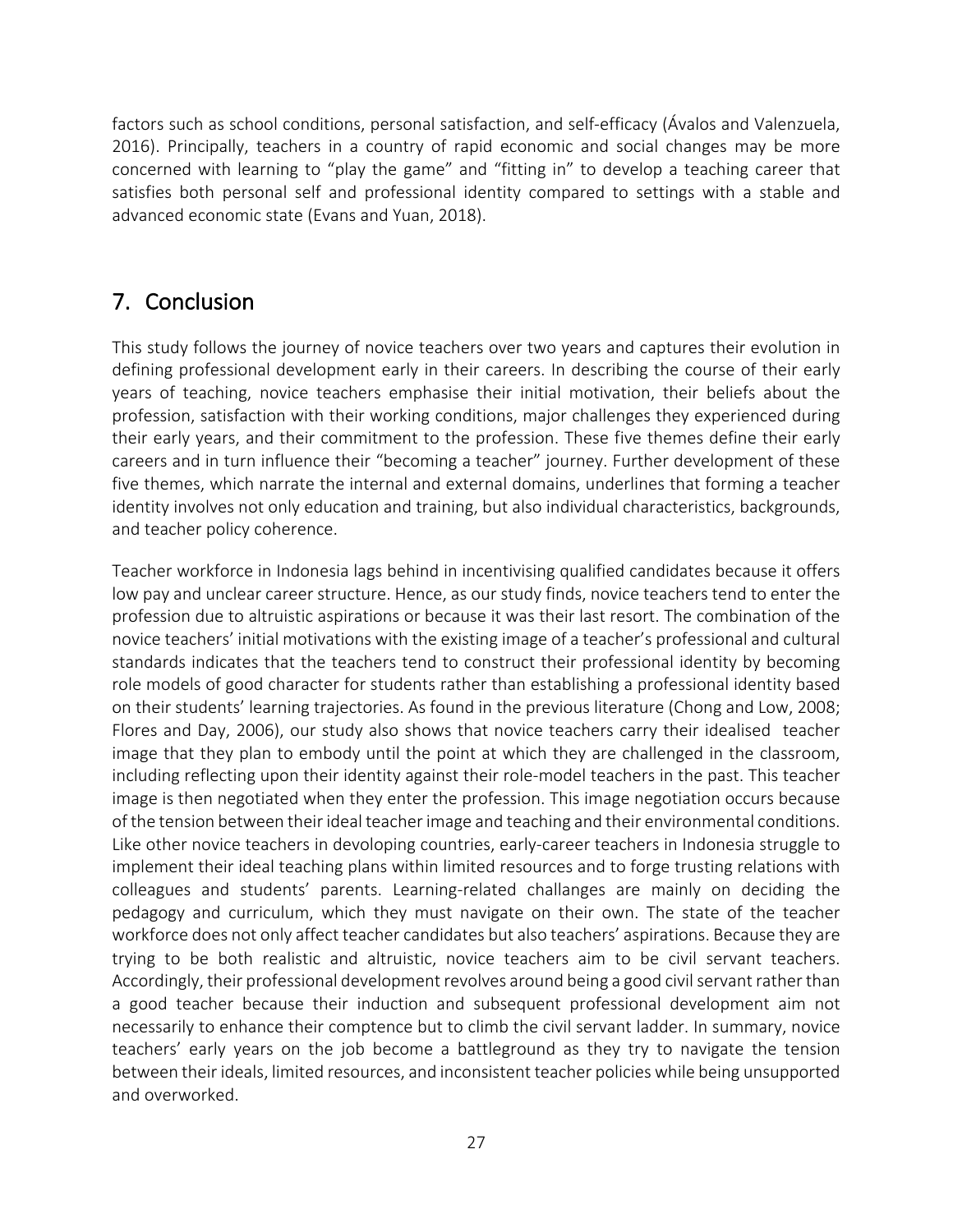factors such as school conditions, personal satisfaction, and self-efficacy (Ávalos and Valenzuela, 2016). Principally, teachers in a country of rapid economic and social changes may be more concerned with learning to "play the game" and "fitting in" to develop a teaching career that satisfies both personal self and professional identity compared to settings with a stable and advanced economic state (Evans and Yuan, 2018).

## 7. Conclusion

This study follows the journey of novice teachers over two years and captures their evolution in defining professional development early in their careers. In describing the course of their early years of teaching, novice teachers emphasise their initial motivation, their beliefs about the profession, satisfaction with their working conditions, major challenges they experienced during their early years, and their commitment to the profession. These five themes define their early careers and in turn influence their "becoming a teacher" journey. Further development of these five themes, which narrate the internal and external domains, underlines that forming a teacher identity involves not only education and training, but also individual characteristics, backgrounds, and teacher policy coherence.

Teacher workforce in Indonesia lags behind in incentivising qualified candidates because it offers low pay and unclear career structure. Hence, as our study finds, novice teachers tend to enter the profession due to altruistic aspirations or because it was their last resort. The combination of the novice teachers' initial motivations with the existing image of a teacher's professional and cultural standards indicates that the teachers tend to construct their professional identity by becoming role models of good character for students rather than establishing a professional identity based on their students' learning trajectories. As found in the previous literature (Chong and Low, 2008; Flores and Day, 2006), our study also shows that novice teachers carry their idealised teacher image that they plan to embody until the point at which they are challenged in the classroom, including reflecting upon their identity against their role-model teachers in the past. This teacher image is then negotiated when they enter the profession. This image negotiation occurs because of the tension between their ideal teacher image and teaching and their environmental conditions. Like other novice teachers in devoloping countries, early-career teachers in Indonesia struggle to implement their ideal teaching plans within limited resources and to forge trusting relations with colleagues and students' parents. Learning-related challanges are mainly on deciding the pedagogy and curriculum, which they must navigate on their own. The state of the teacher workforce does not only affect teacher candidates but also teachers' aspirations. Because they are trying to be both realistic and altruistic, novice teachers aim to be civil servant teachers. Accordingly, their professional development revolves around being a good civil servant rather than a good teacher because their induction and subsequent professional development aim not necessarily to enhance their comptence but to climb the civil servant ladder. In summary, novice teachers' early years on the job become a battleground as they try to navigate the tension between their ideals, limited resources, and inconsistent teacher policies while being unsupported and overworked.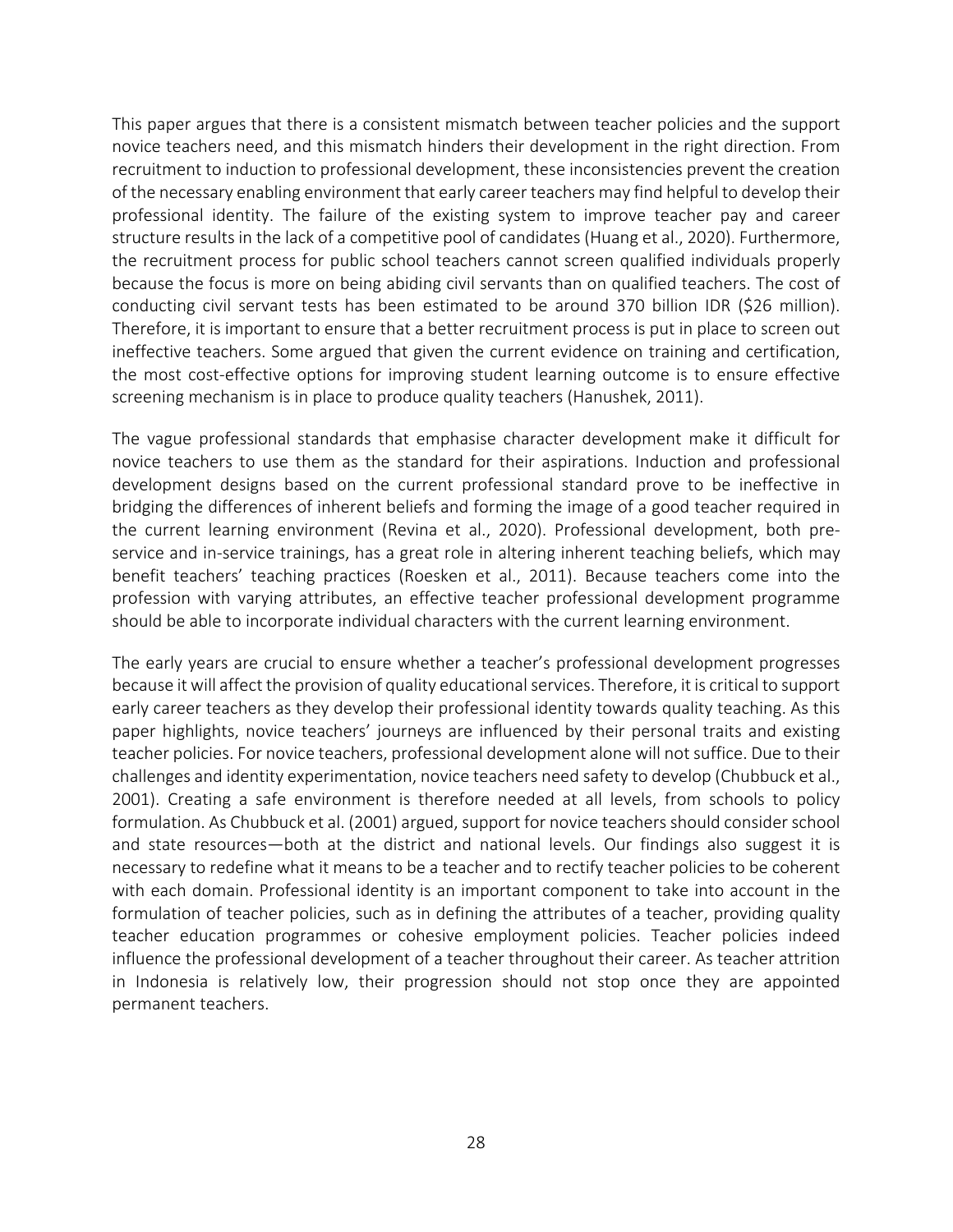This paper argues that there is a consistent mismatch between teacher policies and the support novice teachers need, and this mismatch hinders their development in the right direction. From recruitment to induction to professional development, these inconsistencies prevent the creation of the necessary enabling environment that early career teachers may find helpful to develop their professional identity. The failure of the existing system to improve teacher pay and career structure results in the lack of a competitive pool of candidates (Huang et al., 2020). Furthermore, the recruitment process for public school teachers cannot screen qualified individuals properly because the focus is more on being abiding civil servants than on qualified teachers. The cost of conducting civil servant tests has been estimated to be around 370 billion IDR ($26 million). Therefore, it is important to ensure that a better recruitment process is put in place to screen out ineffective teachers. Some argued that given the current evidence on training and certification, the most cost-effective options for improving student learning outcome is to ensure effective screening mechanism is in place to produce quality teachers (Hanushek, 2011).

The vague professional standards that emphasise character development make it difficult for novice teachers to use them as the standard for their aspirations. Induction and professional development designs based on the current professional standard prove to be ineffective in bridging the differences of inherent beliefs and forming the image of a good teacher required in the current learning environment (Revina et al., 2020). Professional development, both pre-service and in-service trainings, has a great role in altering inherent teaching beliefs, which may benefit teachers' teaching practices (Roesken et al., 2011). Because teachers come into the profession with varying attributes, an effective teacher professional development programme should be able to incorporate individual characters with the current learning environment.

The early years are crucial to ensure whether a teacher's professional development progresses because it will affect the provision of quality educational services. Therefore, it is critical to support early career teachers as they develop their professional identity towards quality teaching. As this paper highlights, novice teachers' journeys are influenced by their personal traits and existing teacher policies. For novice teachers, professional development alone will not suffice. Due to their challenges and identity experimentation, novice teachers need safety to develop (Chubbuck et al., 2001). Creating a safe environment is therefore needed at all levels, from schools to policy formulation. As Chubbuck et al. (2001) argued, support for novice teachers should consider school and state resources—both at the district and national levels. Our findings also suggest it is necessary to redefine what it means to be a teacher and to rectify teacher policies to be coherent with each domain. Professional identity is an important component to take into account in the formulation of teacher policies, such as in defining the attributes of a teacher, providing quality teacher education programmes or cohesive employment policies. Teacher policies indeed influence the professional development of a teacher throughout their career. As teacher attrition in Indonesia is relatively low, their progression should not stop once they are appointed permanent teachers.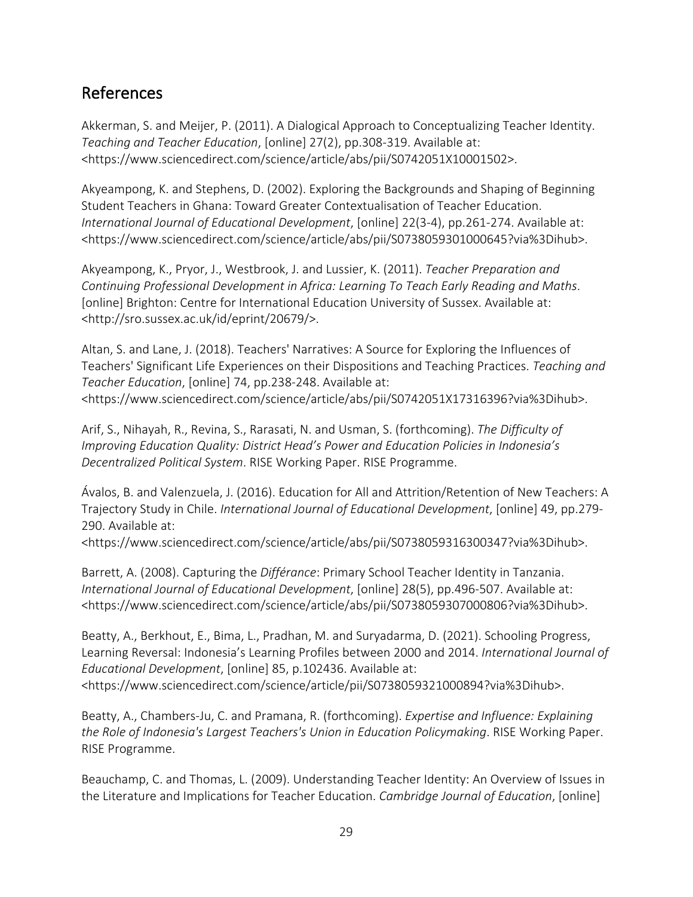## References

Akkerman, S. and Meijer, P. (2011). A Dialogical Approach to Conceptualizing Teacher Identity. *Teaching and Teacher Education*, [online] 27(2), pp.308-319. Available at: <https://www.sciencedirect.com/science/article/abs/pii/S0742051X10001502>.

Akyeampong, K. and Stephens, D. (2002). Exploring the Backgrounds and Shaping of Beginning Student Teachers in Ghana: Toward Greater Contextualisation of Teacher Education. *International Journal of Educational Development*, [online] 22(3-4), pp.261-274. Available at: <https://www.sciencedirect.com/science/article/abs/pii/S0738059301000645?via%3Dihub>.

Akyeampong, K., Pryor, J., Westbrook, J. and Lussier, K. (2011). *Teacher Preparation and Continuing Professional Development in Africa: Learning To Teach Early Reading and Maths*. [online] Brighton: Centre for International Education University of Sussex. Available at: <http://sro.sussex.ac.uk/id/eprint/20679/>.

Altan, S. and Lane, J. (2018). Teachers' Narratives: A Source for Exploring the Influences of Teachers' Significant Life Experiences on their Dispositions and Teaching Practices. *Teaching and Teacher Education*, [online] 74, pp.238-248. Available at: <https://www.sciencedirect.com/science/article/abs/pii/S0742051X17316396?via%3Dihub>.

Arif, S., Nihayah, R., Revina, S., Rarasati, N. and Usman, S. (forthcoming). *The Difficulty of Improving Education Quality: District Head's Power and Education Policies in Indonesia's Decentralized Political System*. RISE Working Paper. RISE Programme.

Ávalos, B. and Valenzuela, J. (2016). Education for All and Attrition/Retention of New Teachers: A Trajectory Study in Chile. *International Journal of Educational Development*, [online] 49, pp.279-290. Available at: <https://www.sciencedirect.com/science/article/abs/pii/S0738059316300347?via%3Dihub>.

Barrett, A. (2008). Capturing the *Différance*: Primary School Teacher Identity in Tanzania. *International Journal of Educational Development*, [online] 28(5), pp.496-507. Available at: <https://www.sciencedirect.com/science/article/abs/pii/S0738059307000806?via%3Dihub>.

Beatty, A., Berkhout, E., Bima, L., Pradhan, M. and Suryadarma, D. (2021). Schooling Progress, Learning Reversal: Indonesia's Learning Profiles between 2000 and 2014. *International Journal of Educational Development*, [online] 85, p.102436. Available at: <https://www.sciencedirect.com/science/article/pii/S0738059321000894?via%3Dihub>.

Beatty, A., Chambers-Ju, C. and Pramana, R. (forthcoming). *Expertise and Influence: Explaining the Role of Indonesia's Largest Teachers's Union in Education Policymaking*. RISE Working Paper. RISE Programme.

Beauchamp, C. and Thomas, L. (2009). Understanding Teacher Identity: An Overview of Issues in the Literature and Implications for Teacher Education. *Cambridge Journal of Education*, [online]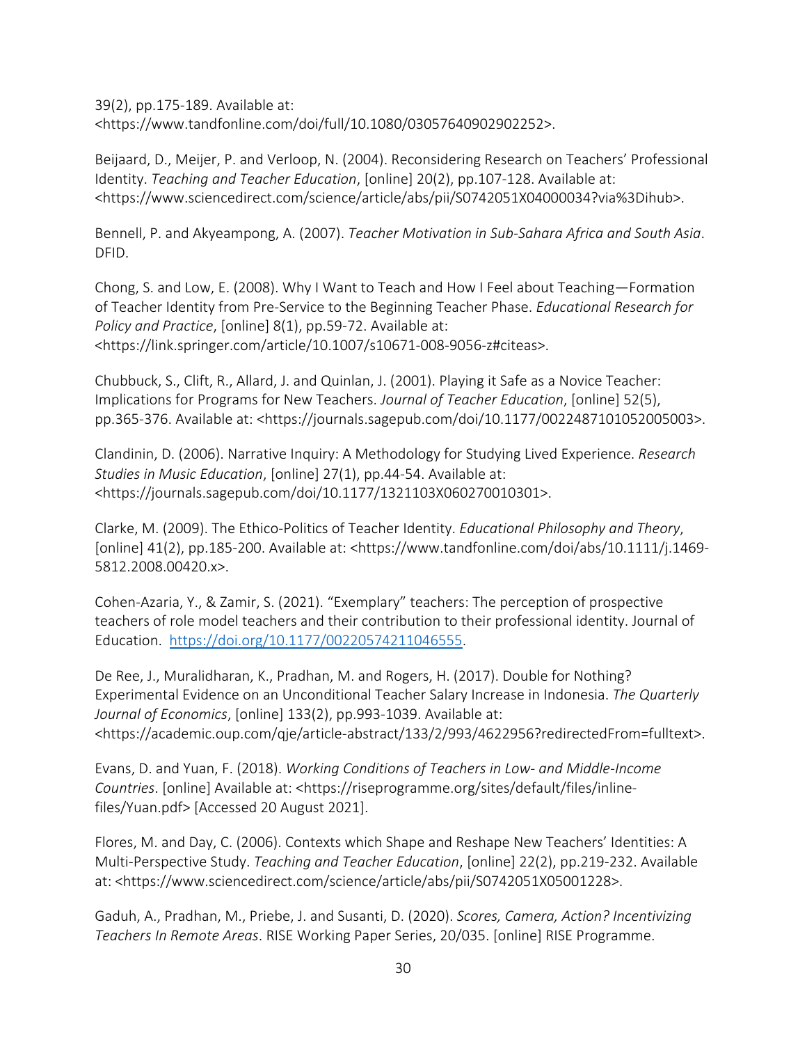39(2), pp.175-189. Available at: <https://www.tandfonline.com/doi/full/10.1080/03057640902902252>.

Beijaard, D., Meijer, P. and Verloop, N. (2004). Reconsidering Research on Teachers' Professional Identity. *Teaching and Teacher Education*, [online] 20(2), pp.107-128. Available at: <https://www.sciencedirect.com/science/article/abs/pii/S0742051X04000034?via%3Dihub>.

Bennell, P. and Akyeampong, A. (2007). *Teacher Motivation in Sub-Sahara Africa and South Asia*. DFID.

Chong, S. and Low, E. (2008). Why I Want to Teach and How I Feel about Teaching—Formation of Teacher Identity from Pre-Service to the Beginning Teacher Phase. *Educational Research for Policy and Practice*, [online] 8(1), pp.59-72. Available at: <https://link.springer.com/article/10.1007/s10671-008-9056-z#citeas>.

Chubbuck, S., Clift, R., Allard, J. and Quinlan, J. (2001). Playing it Safe as a Novice Teacher: Implications for Programs for New Teachers. *Journal of Teacher Education*, [online] 52(5), pp.365-376. Available at: <https://journals.sagepub.com/doi/10.1177/0022487101052005003>.

Clandinin, D. (2006). Narrative Inquiry: A Methodology for Studying Lived Experience. *Research Studies in Music Education*, [online] 27(1), pp.44-54. Available at: <https://journals.sagepub.com/doi/10.1177/1321103X060270010301>.

Clarke, M. (2009). The Ethico-Politics of Teacher Identity. *Educational Philosophy and Theory*, [online] 41(2), pp.185-200. Available at: <https://www.tandfonline.com/doi/abs/10.1111/j.1469-5812.2008.00420.x>.

Cohen-Azaria, Y., & Zamir, S. (2021). "Exemplary" teachers: The perception of prospective teachers of role model teachers and their contribution to their professional identity. Journal of Education. https://doi.org/10.1177/00220574211046555.

De Ree, J., Muralidharan, K., Pradhan, M. and Rogers, H. (2017). Double for Nothing? Experimental Evidence on an Unconditional Teacher Salary Increase in Indonesia. *The Quarterly Journal of Economics*, [online] 133(2), pp.993-1039. Available at: <https://academic.oup.com/qje/article-abstract/133/2/993/4622956?redirectedFrom=fulltext>.

Evans, D. and Yuan, F. (2018). *Working Conditions of Teachers in Low- and Middle-Income Countries*. [online] Available at: <https://riseprogramme.org/sites/default/files/inline-files/Yuan.pdf> [Accessed 20 August 2021].

Flores, M. and Day, C. (2006). Contexts which Shape and Reshape New Teachers' Identities: A Multi-Perspective Study. *Teaching and Teacher Education*, [online] 22(2), pp.219-232. Available at: <https://www.sciencedirect.com/science/article/abs/pii/S0742051X05001228>.

Gaduh, A., Pradhan, M., Priebe, J. and Susanti, D. (2020). *Scores, Camera, Action? Incentivizing Teachers In Remote Areas*. RISE Working Paper Series, 20/035. [online] RISE Programme.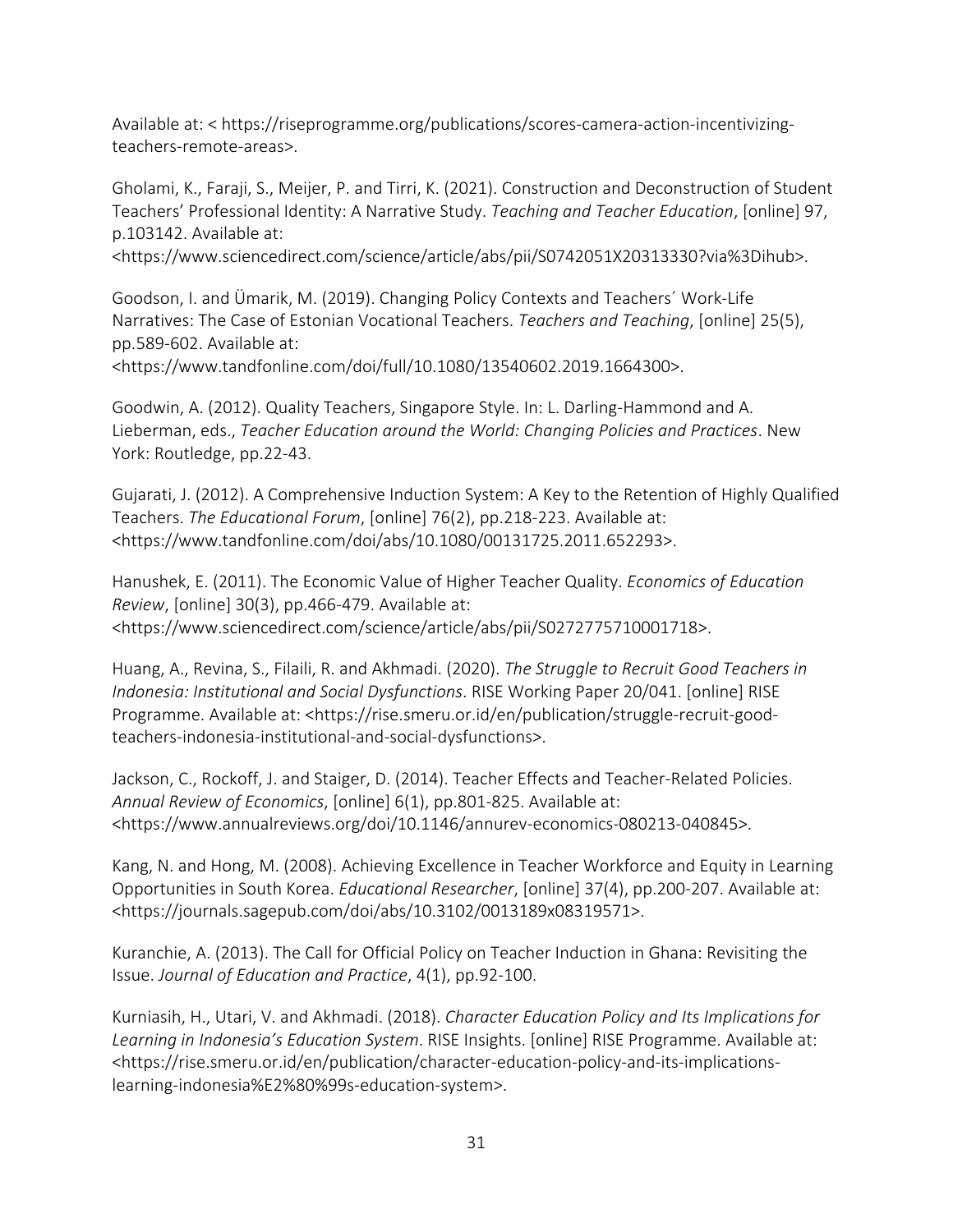Available at: < https://riseprogramme.org/publications/scores-camera-action-incentivizing-teachers-remote-areas>.

Gholami, K., Faraji, S., Meijer, P. and Tirri, K. (2021). Construction and Deconstruction of Student Teachers' Professional Identity: A Narrative Study. *Teaching and Teacher Education*, [online] 97, p.103142. Available at: <https://www.sciencedirect.com/science/article/abs/pii/S0742051X20313330?via%3Dihub>.

Goodson, I. and Ümarik, M. (2019). Changing Policy Contexts and Teachers´ Work-Life Narratives: The Case of Estonian Vocational Teachers. *Teachers and Teaching*, [online] 25(5), pp.589-602. Available at: <https://www.tandfonline.com/doi/full/10.1080/13540602.2019.1664300>.

Goodwin, A. (2012). Quality Teachers, Singapore Style. In: L. Darling-Hammond and A. Lieberman, eds., *Teacher Education around the World: Changing Policies and Practices*. New York: Routledge, pp.22-43.

Gujarati, J. (2012). A Comprehensive Induction System: A Key to the Retention of Highly Qualified Teachers. *The Educational Forum*, [online] 76(2), pp.218-223. Available at: <https://www.tandfonline.com/doi/abs/10.1080/00131725.2011.652293>.

Hanushek, E. (2011). The Economic Value of Higher Teacher Quality. *Economics of Education Review*, [online] 30(3), pp.466-479. Available at: <https://www.sciencedirect.com/science/article/abs/pii/S0272775710001718>.

Huang, A., Revina, S., Filaili, R. and Akhmadi. (2020). *The Struggle to Recruit Good Teachers in Indonesia: Institutional and Social Dysfunctions*. RISE Working Paper 20/041. [online] RISE Programme. Available at: <https://rise.smeru.or.id/en/publication/struggle-recruit-good-teachers-indonesia-institutional-and-social-dysfunctions>.

Jackson, C., Rockoff, J. and Staiger, D. (2014). Teacher Effects and Teacher-Related Policies. *Annual Review of Economics*, [online] 6(1), pp.801-825. Available at: <https://www.annualreviews.org/doi/10.1146/annurev-economics-080213-040845>.

Kang, N. and Hong, M. (2008). Achieving Excellence in Teacher Workforce and Equity in Learning Opportunities in South Korea. *Educational Researcher*, [online] 37(4), pp.200-207. Available at: <https://journals.sagepub.com/doi/abs/10.3102/0013189x08319571>.

Kuranchie, A. (2013). The Call for Official Policy on Teacher Induction in Ghana: Revisiting the Issue. *Journal of Education and Practice*, 4(1), pp.92-100.

Kurniasih, H., Utari, V. and Akhmadi. (2018). *Character Education Policy and Its Implications for Learning in Indonesia's Education System*. RISE Insights. [online] RISE Programme. Available at: <https://rise.smeru.or.id/en/publication/character-education-policy-and-its-implications-learning-indonesia%E2%80%99s-education-system>.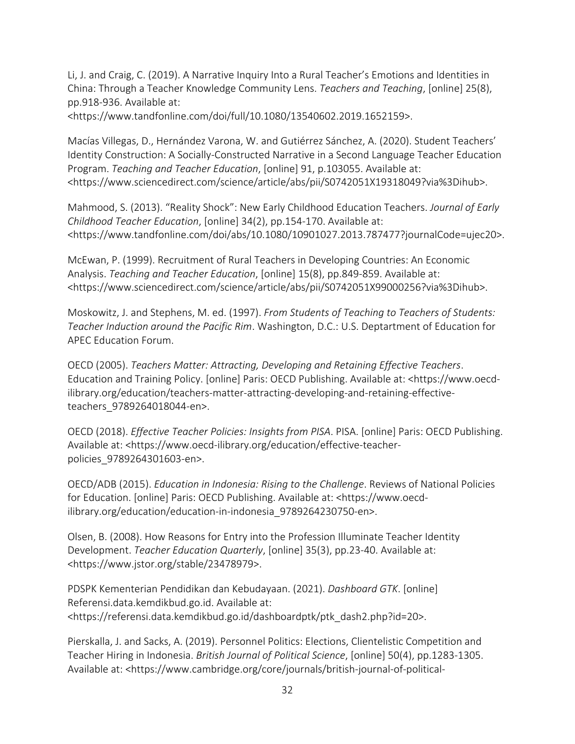Li, J. and Craig, C. (2019). A Narrative Inquiry Into a Rural Teacher's Emotions and Identities in China: Through a Teacher Knowledge Community Lens. *Teachers and Teaching*, [online] 25(8), pp.918-936. Available at: <https://www.tandfonline.com/doi/full/10.1080/13540602.2019.1652159>.

Macías Villegas, D., Hernández Varona, W. and Gutiérrez Sánchez, A. (2020). Student Teachers' Identity Construction: A Socially-Constructed Narrative in a Second Language Teacher Education Program. *Teaching and Teacher Education*, [online] 91, p.103055. Available at: <https://www.sciencedirect.com/science/article/abs/pii/S0742051X19318049?via%3Dihub>.

Mahmood, S. (2013). "Reality Shock": New Early Childhood Education Teachers. *Journal of Early Childhood Teacher Education*, [online] 34(2), pp.154-170. Available at: <https://www.tandfonline.com/doi/abs/10.1080/10901027.2013.787477?journalCode=ujec20>.

McEwan, P. (1999). Recruitment of Rural Teachers in Developing Countries: An Economic Analysis. *Teaching and Teacher Education*, [online] 15(8), pp.849-859. Available at: <https://www.sciencedirect.com/science/article/abs/pii/S0742051X99000256?via%3Dihub>.

Moskowitz, J. and Stephens, M. ed. (1997). *From Students of Teaching to Teachers of Students: Teacher Induction around the Pacific Rim*. Washington, D.C.: U.S. Deptartment of Education for APEC Education Forum.

OECD (2005). *Teachers Matter: Attracting, Developing and Retaining Effective Teachers*. Education and Training Policy. [online] Paris: OECD Publishing. Available at: <https://www.oecd-ilibrary.org/education/teachers-matter-attracting-developing-and-retaining-effective-teachers_9789264018044-en>.

OECD (2018). *Effective Teacher Policies: Insights from PISA*. PISA. [online] Paris: OECD Publishing. Available at: <https://www.oecd-ilibrary.org/education/effective-teacher-policies_9789264301603-en>.

OECD/ADB (2015). *Education in Indonesia: Rising to the Challenge*. Reviews of National Policies for Education. [online] Paris: OECD Publishing. Available at: <https://www.oecd-ilibrary.org/education/education-in-indonesia_9789264230750-en>.

Olsen, B. (2008). How Reasons for Entry into the Profession Illuminate Teacher Identity Development. *Teacher Education Quarterly*, [online] 35(3), pp.23-40. Available at: <https://www.jstor.org/stable/23478979>.

PDSPK Kementerian Pendidikan dan Kebudayaan. (2021). *Dashboard GTK*. [online] Referensi.data.kemdikbud.go.id. Available at: <https://referensi.data.kemdikbud.go.id/dashboardptk/ptk_dash2.php?id=20>.

Pierskalla, J. and Sacks, A. (2019). Personnel Politics: Elections, Clientelistic Competition and Teacher Hiring in Indonesia. *British Journal of Political Science*, [online] 50(4), pp.1283-1305. Available at: <https://www.cambridge.org/core/journals/british-journal-of-political-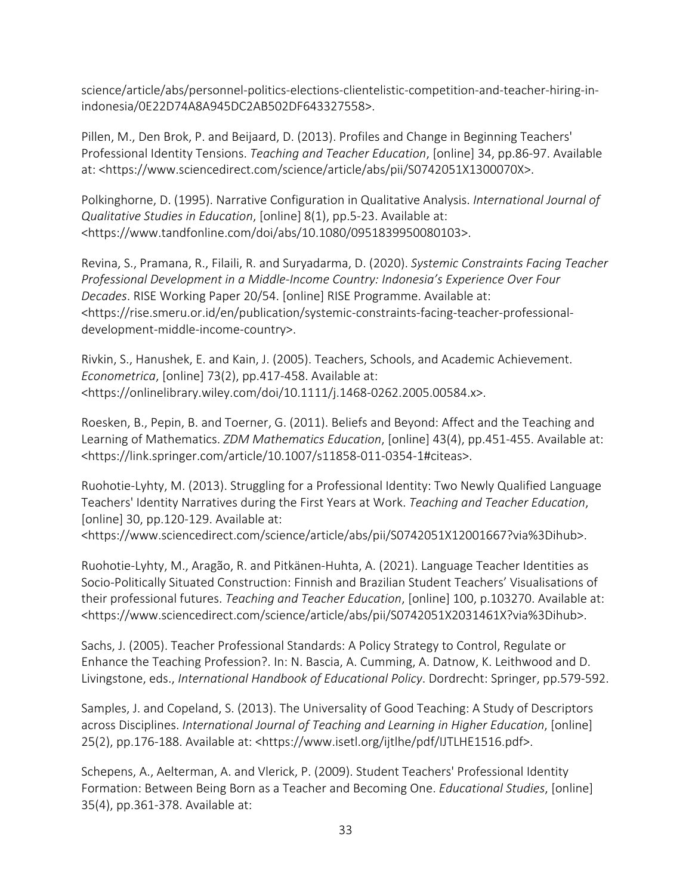science/article/abs/personnel-politics-elections-clientelistic-competition-and-teacher-hiring-in-indonesia/0E22D74A8A945DC2AB502DF643327558>.

Pillen, M., Den Brok, P. and Beijaard, D. (2013). Profiles and Change in Beginning Teachers' Professional Identity Tensions. *Teaching and Teacher Education*, [online] 34, pp.86-97. Available at: <https://www.sciencedirect.com/science/article/abs/pii/S0742051X1300070X>.

Polkinghorne, D. (1995). Narrative Configuration in Qualitative Analysis. *International Journal of Qualitative Studies in Education*, [online] 8(1), pp.5-23. Available at: <https://www.tandfonline.com/doi/abs/10.1080/0951839950080103>.

Revina, S., Pramana, R., Filaili, R. and Suryadarma, D. (2020). *Systemic Constraints Facing Teacher Professional Development in a Middle-Income Country: Indonesia's Experience Over Four Decades*. RISE Working Paper 20/54. [online] RISE Programme. Available at: <https://rise.smeru.or.id/en/publication/systemic-constraints-facing-teacher-professional-development-middle-income-country>.

Rivkin, S., Hanushek, E. and Kain, J. (2005). Teachers, Schools, and Academic Achievement. *Econometrica*, [online] 73(2), pp.417-458. Available at: <https://onlinelibrary.wiley.com/doi/10.1111/j.1468-0262.2005.00584.x>.

Roesken, B., Pepin, B. and Toerner, G. (2011). Beliefs and Beyond: Affect and the Teaching and Learning of Mathematics. *ZDM Mathematics Education*, [online] 43(4), pp.451-455. Available at: <https://link.springer.com/article/10.1007/s11858-011-0354-1#citeas>.

Ruohotie-Lyhty, M. (2013). Struggling for a Professional Identity: Two Newly Qualified Language Teachers' Identity Narratives during the First Years at Work. *Teaching and Teacher Education*, [online] 30, pp.120-129. Available at: <https://www.sciencedirect.com/science/article/abs/pii/S0742051X12001667?via%3Dihub>.

Ruohotie-Lyhty, M., Aragão, R. and Pitkänen-Huhta, A. (2021). Language Teacher Identities as Socio-Politically Situated Construction: Finnish and Brazilian Student Teachers' Visualisations of their professional futures. *Teaching and Teacher Education*, [online] 100, p.103270. Available at: <https://www.sciencedirect.com/science/article/abs/pii/S0742051X2031461X?via%3Dihub>.

Sachs, J. (2005). Teacher Professional Standards: A Policy Strategy to Control, Regulate or Enhance the Teaching Profession?. In: N. Bascia, A. Cumming, A. Datnow, K. Leithwood and D. Livingstone, eds., *International Handbook of Educational Policy*. Dordrecht: Springer, pp.579-592.

Samples, J. and Copeland, S. (2013). The Universality of Good Teaching: A Study of Descriptors across Disciplines. *International Journal of Teaching and Learning in Higher Education*, [online] 25(2), pp.176-188. Available at: <https://www.isetl.org/ijtlhe/pdf/IJTLHE1516.pdf>.

Schepens, A., Aelterman, A. and Vlerick, P. (2009). Student Teachers' Professional Identity Formation: Between Being Born as a Teacher and Becoming One. *Educational Studies*, [online] 35(4), pp.361-378. Available at: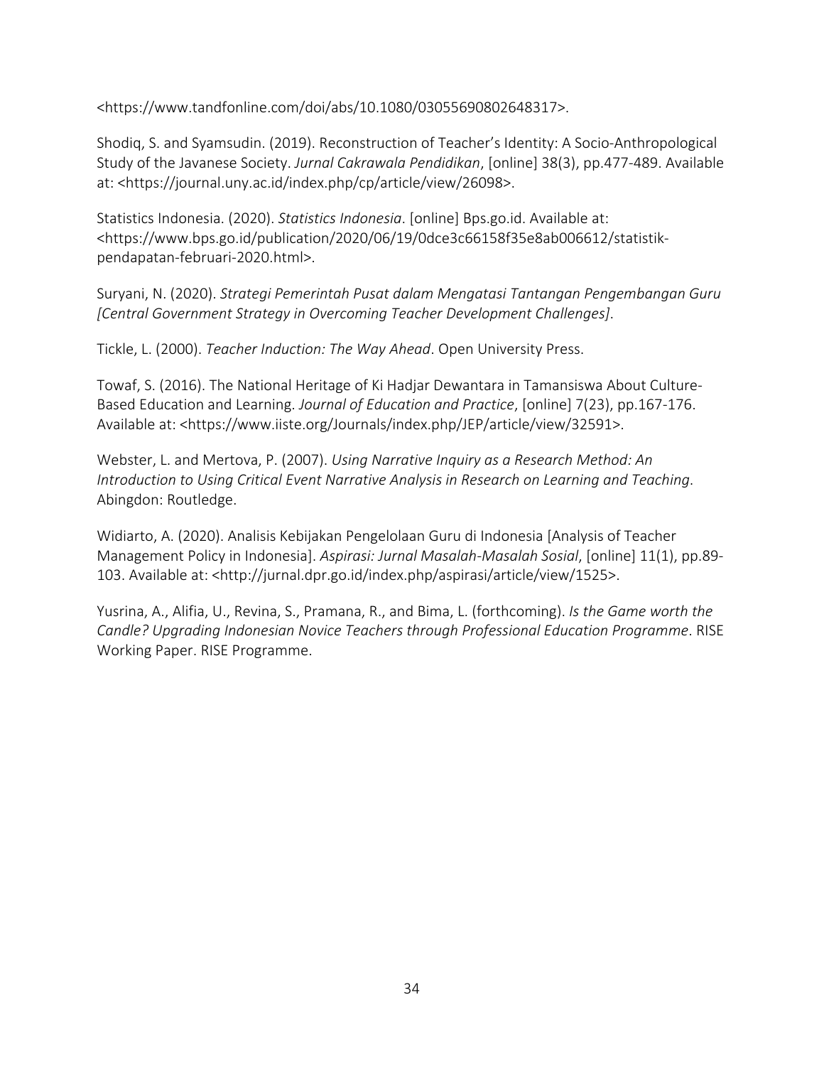<https://www.tandfonline.com/doi/abs/10.1080/03055690802648317>.

Shodiq, S. and Syamsudin. (2019). Reconstruction of Teacher's Identity: A Socio-Anthropological Study of the Javanese Society. *Jurnal Cakrawala Pendidikan*, [online] 38(3), pp.477-489. Available at: <https://journal.uny.ac.id/index.php/cp/article/view/26098>.

Statistics Indonesia. (2020). *Statistics Indonesia*. [online] Bps.go.id. Available at: <https://www.bps.go.id/publication/2020/06/19/0dce3c66158f35e8ab006612/statistik-pendapatan-februari-2020.html>.

Suryani, N. (2020). *Strategi Pemerintah Pusat dalam Mengatasi Tantangan Pengembangan Guru [Central Government Strategy in Overcoming Teacher Development Challenges]*.

Tickle, L. (2000). *Teacher Induction: The Way Ahead*. Open University Press.

Towaf, S. (2016). The National Heritage of Ki Hadjar Dewantara in Tamansiswa About Culture-Based Education and Learning. *Journal of Education and Practice*, [online] 7(23), pp.167-176. Available at: <https://www.iiste.org/Journals/index.php/JEP/article/view/32591>.

Webster, L. and Mertova, P. (2007). *Using Narrative Inquiry as a Research Method: An Introduction to Using Critical Event Narrative Analysis in Research on Learning and Teaching*. Abingdon: Routledge.

Widiarto, A. (2020). Analisis Kebijakan Pengelolaan Guru di Indonesia [Analysis of Teacher Management Policy in Indonesia]. *Aspirasi: Jurnal Masalah-Masalah Sosial*, [online] 11(1), pp.89-103. Available at: <http://jurnal.dpr.go.id/index.php/aspirasi/article/view/1525>.

Yusrina, A., Alifia, U., Revina, S., Pramana, R., and Bima, L. (forthcoming). *Is the Game worth the Candle? Upgrading Indonesian Novice Teachers through Professional Education Programme*. RISE Working Paper. RISE Programme.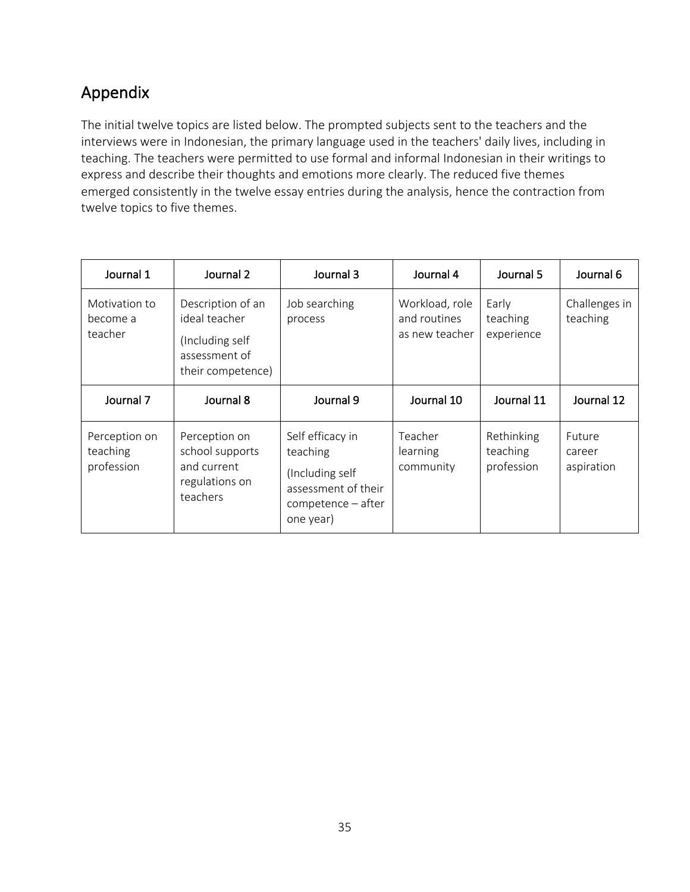## Appendix

The initial twelve topics are listed below. The prompted subjects sent to the teachers and the interviews were in Indonesian, the primary language used in the teachers' daily lives, including in teaching. The teachers were permitted to use formal and informal Indonesian in their writings to express and describe their thoughts and emotions more clearly. The reduced five themes emerged consistently in the twelve essay entries during the analysis, hence the contraction from twelve topics to five themes.

| Journal 1 | Journal 2 | Journal 3 | Journal 4 | Journal 5 | Journal 6 |
|---|---|---|---|---|---|
| Motivation to become a teacher | Description of an ideal teacher (Including self assessment of their competence) | Job searching process | Workload, role and routines as new teacher | Early teaching experience | Challenges in teaching |
| **Journal 7** | **Journal 8** | **Journal 9** | **Journal 10** | **Journal 11** | **Journal 12** |
| Perception on teaching profession | Perception on school supports and current regulations on teachers | Self efficacy in teaching (Including self assessment of their competence – after one year) | Teacher learning community | Rethinking teaching profession | Future career aspiration |